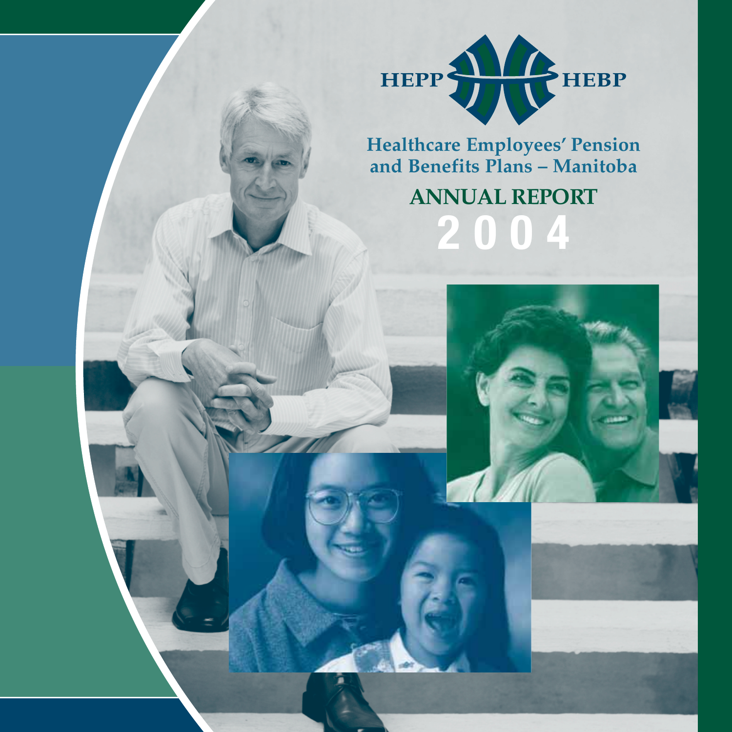HEPP HEBP

# Healthcare Employees' Pension and Benefits Plans – Manitoba

## ANNUAL REPORT 2004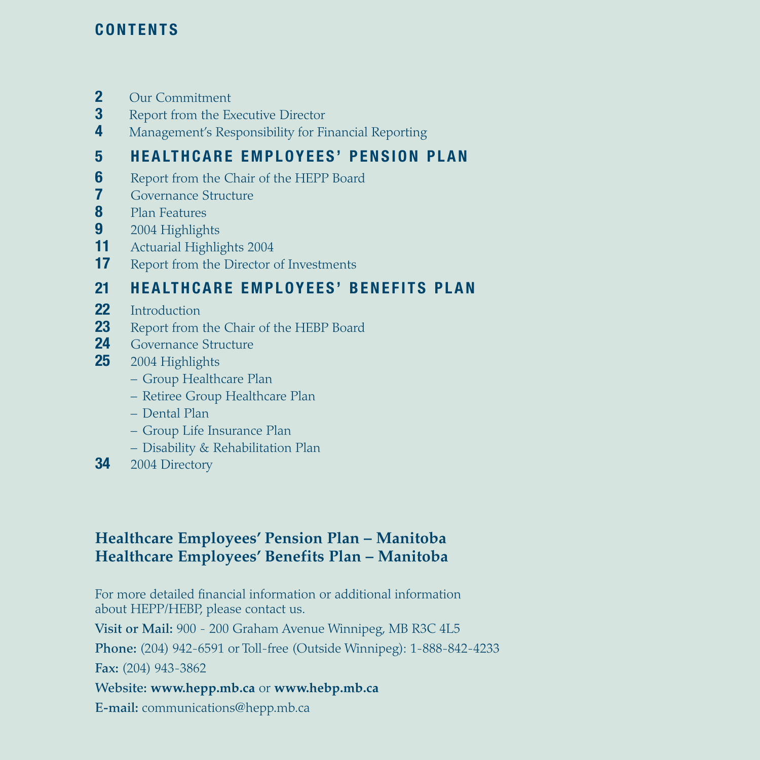## CONTENTS

**2** Our Commitment
**3** Report from the Executive Director
**4** Management's Responsibility for Financial Reporting

**5 HEALTHCARE EMPLOYEES' PENSION PLAN**

**6** Report from the Chair of the HEPP Board
**7** Governance Structure
**8** Plan Features
**9** 2004 Highlights
**11** Actuarial Highlights 2004
**17** Report from the Director of Investments

**21 HEALTHCARE EMPLOYEES' BENEFITS PLAN**

**22** Introduction
**23** Report from the Chair of the HEBP Board
**24** Governance Structure
**25** 2004 Highlights
- Group Healthcare Plan
- Retiree Group Healthcare Plan
- Dental Plan
- Group Life Insurance Plan
- Disability & Rehabilitation Plan

**34** 2004 Directory

**Healthcare Employees' Pension Plan – Manitoba**
**Healthcare Employees' Benefits Plan – Manitoba**

For more detailed financial information or additional information about HEPP/HEBP, please contact us.

**Visit or Mail:** 900 - 200 Graham Avenue Winnipeg, MB R3C 4L5

**Phone:** (204) 942-6591 or Toll-free (Outside Winnipeg): 1-888-842-4233

**Fax:** (204) 943-3862

**Website:** **www.hepp.mb.ca** or **www.hebp.mb.ca**

**E-mail:** communications@hepp.mb.ca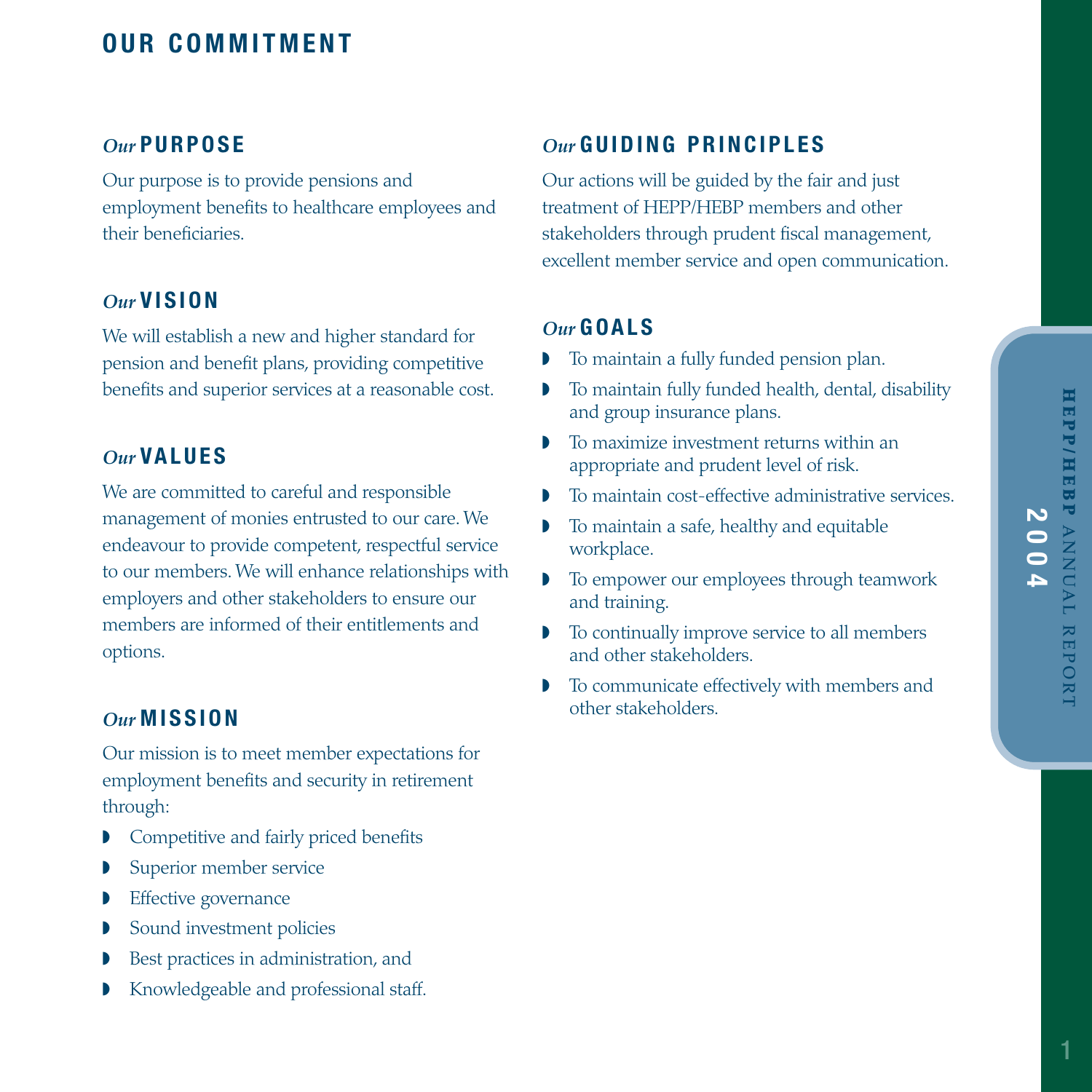# OUR COMMITMENT

## *Our* PURPOSE

Our purpose is to provide pensions and employment benefits to healthcare employees and their beneficiaries.

## *Our* VISION

We will establish a new and higher standard for pension and benefit plans, providing competitive benefits and superior services at a reasonable cost.

## *Our* VALUES

We are committed to careful and responsible management of monies entrusted to our care. We endeavour to provide competent, respectful service to our members. We will enhance relationships with employers and other stakeholders to ensure our members are informed of their entitlements and options.

## *Our* MISSION

Our mission is to meet member expectations for employment benefits and security in retirement through:

- Competitive and fairly priced benefits
- Superior member service
- Effective governance
- Sound investment policies
- Best practices in administration, and
- Knowledgeable and professional staff.

## *Our* GUIDING PRINCIPLES

Our actions will be guided by the fair and just treatment of HEPP/HEBP members and other stakeholders through prudent fiscal management, excellent member service and open communication.

## *Our* GOALS

- To maintain a fully funded pension plan.
- To maintain fully funded health, dental, disability and group insurance plans.
- To maximize investment returns within an appropriate and prudent level of risk.
- To maintain cost-effective administrative services.
- To maintain a safe, healthy and equitable workplace.
- To empower our employees through teamwork and training.
- To continually improve service to all members and other stakeholders.
- To communicate effectively with members and other stakeholders.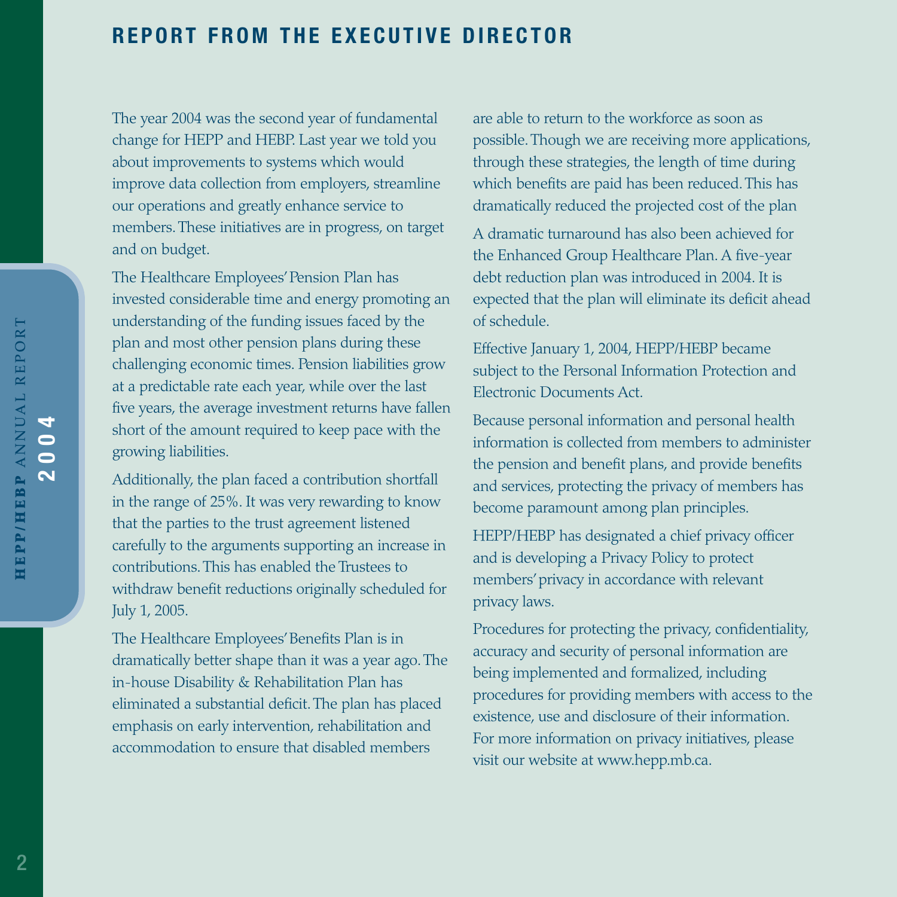# REPORT FROM THE EXECUTIVE DIRECTOR

The year 2004 was the second year of fundamental change for HEPP and HEBP. Last year we told you about improvements to systems which would improve data collection from employers, streamline our operations and greatly enhance service to members. These initiatives are in progress, on target and on budget.

The Healthcare Employees' Pension Plan has invested considerable time and energy promoting an understanding of the funding issues faced by the plan and most other pension plans during these challenging economic times. Pension liabilities grow at a predictable rate each year, while over the last five years, the average investment returns have fallen short of the amount required to keep pace with the growing liabilities.

Additionally, the plan faced a contribution shortfall in the range of 25%. It was very rewarding to know that the parties to the trust agreement listened carefully to the arguments supporting an increase in contributions. This has enabled the Trustees to withdraw benefit reductions originally scheduled for July 1, 2005.

The Healthcare Employees' Benefits Plan is in dramatically better shape than it was a year ago. The in-house Disability & Rehabilitation Plan has eliminated a substantial deficit. The plan has placed emphasis on early intervention, rehabilitation and accommodation to ensure that disabled members are able to return to the workforce as soon as possible. Though we are receiving more applications, through these strategies, the length of time during which benefits are paid has been reduced. This has dramatically reduced the projected cost of the plan

A dramatic turnaround has also been achieved for the Enhanced Group Healthcare Plan. A five-year debt reduction plan was introduced in 2004. It is expected that the plan will eliminate its deficit ahead of schedule.

Effective January 1, 2004, HEPP/HEBP became subject to the Personal Information Protection and Electronic Documents Act.

Because personal information and personal health information is collected from members to administer the pension and benefit plans, and provide benefits and services, protecting the privacy of members has become paramount among plan principles.

HEPP/HEBP has designated a chief privacy officer and is developing a Privacy Policy to protect members' privacy in accordance with relevant privacy laws.

Procedures for protecting the privacy, confidentiality, accuracy and security of personal information are being implemented and formalized, including procedures for providing members with access to the existence, use and disclosure of their information. For more information on privacy initiatives, please visit our website at www.hepp.mb.ca.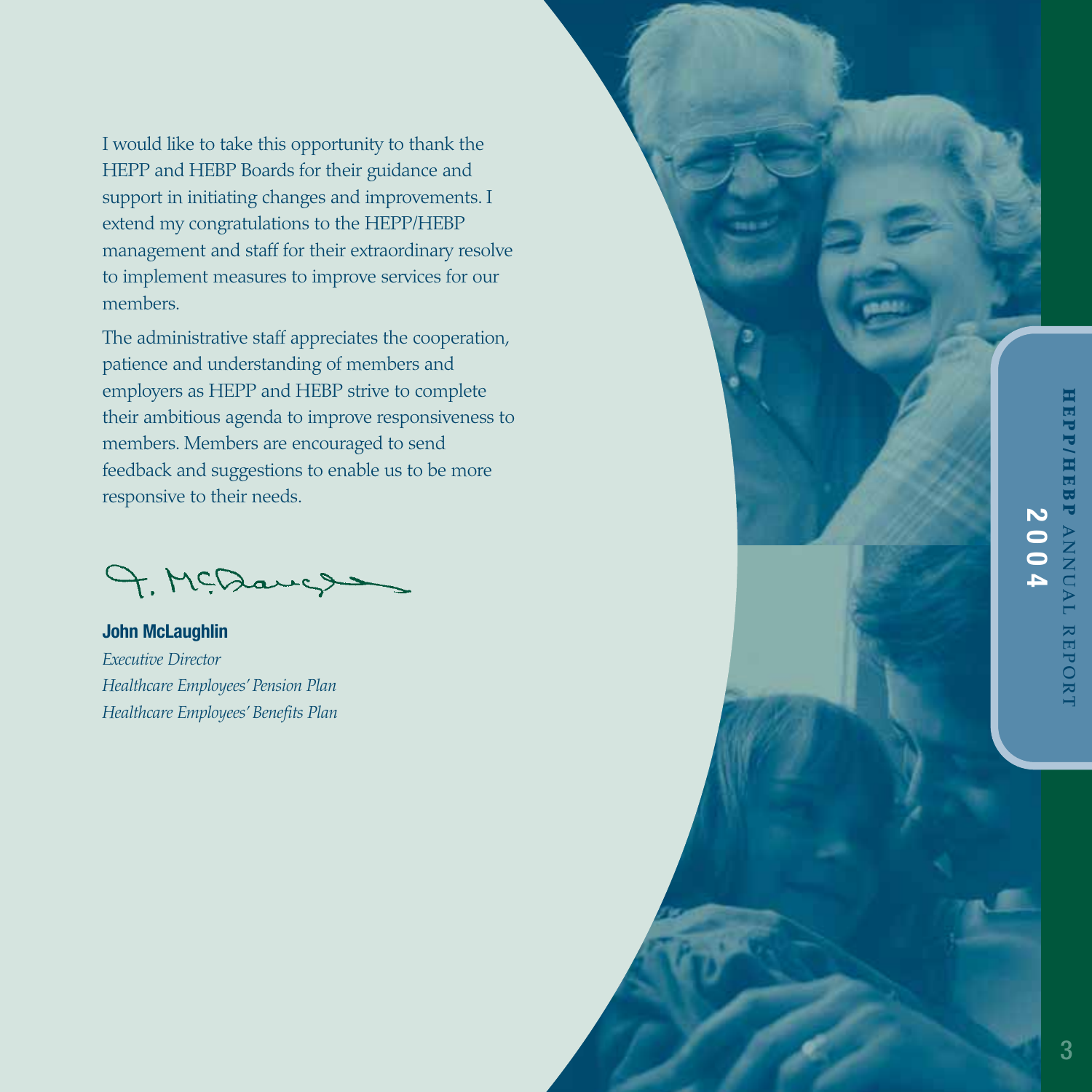I would like to take this opportunity to thank the HEPP and HEBP Boards for their guidance and support in initiating changes and improvements. I extend my congratulations to the HEPP/HEBP management and staff for their extraordinary resolve to implement measures to improve services for our members.

The administrative staff appreciates the cooperation, patience and understanding of members and employers as HEPP and HEBP strive to complete their ambitious agenda to improve responsiveness to members. Members are encouraged to send feedback and suggestions to enable us to be more responsive to their needs.

**John McLaughlin**
*Executive Director*
*Healthcare Employees' Pension Plan*
*Healthcare Employees' Benefits Plan*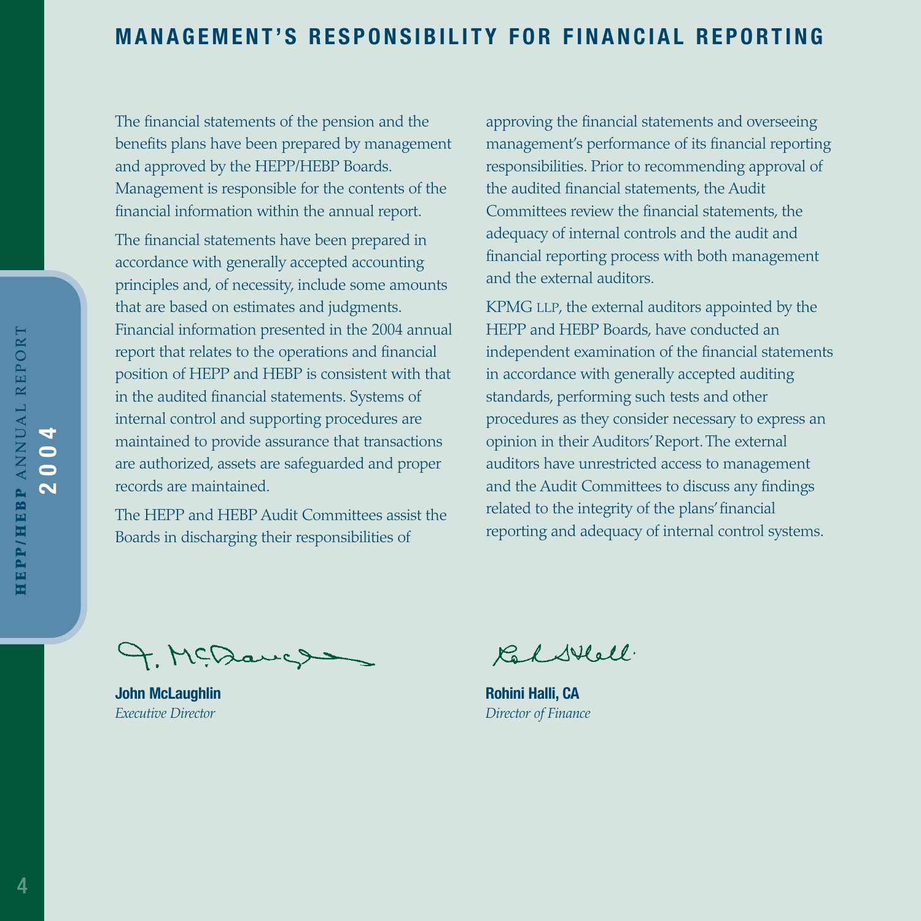## MANAGEMENT'S RESPONSIBILITY FOR FINANCIAL REPORTING

The financial statements of the pension and the benefits plans have been prepared by management and approved by the HEPP/HEBP Boards. Management is responsible for the contents of the financial information within the annual report.

The financial statements have been prepared in accordance with generally accepted accounting principles and, of necessity, include some amounts that are based on estimates and judgments. Financial information presented in the 2004 annual report that relates to the operations and financial position of HEPP and HEBP is consistent with that in the audited financial statements. Systems of internal control and supporting procedures are maintained to provide assurance that transactions are authorized, assets are safeguarded and proper records are maintained.

The HEPP and HEBP Audit Committees assist the Boards in discharging their responsibilities of approving the financial statements and overseeing management's performance of its financial reporting responsibilities. Prior to recommending approval of the audited financial statements, the Audit Committees review the financial statements, the adequacy of internal controls and the audit and financial reporting process with both management and the external auditors.

KPMG LLP, the external auditors appointed by the HEPP and HEBP Boards, have conducted an independent examination of the financial statements in accordance with generally accepted auditing standards, performing such tests and other procedures as they consider necessary to express an opinion in their Auditors' Report. The external auditors have unrestricted access to management and the Audit Committees to discuss any findings related to the integrity of the plans' financial reporting and adequacy of internal control systems.

**John McLaughlin**
*Executive Director*

**Rohini Halli, CA**
*Director of Finance*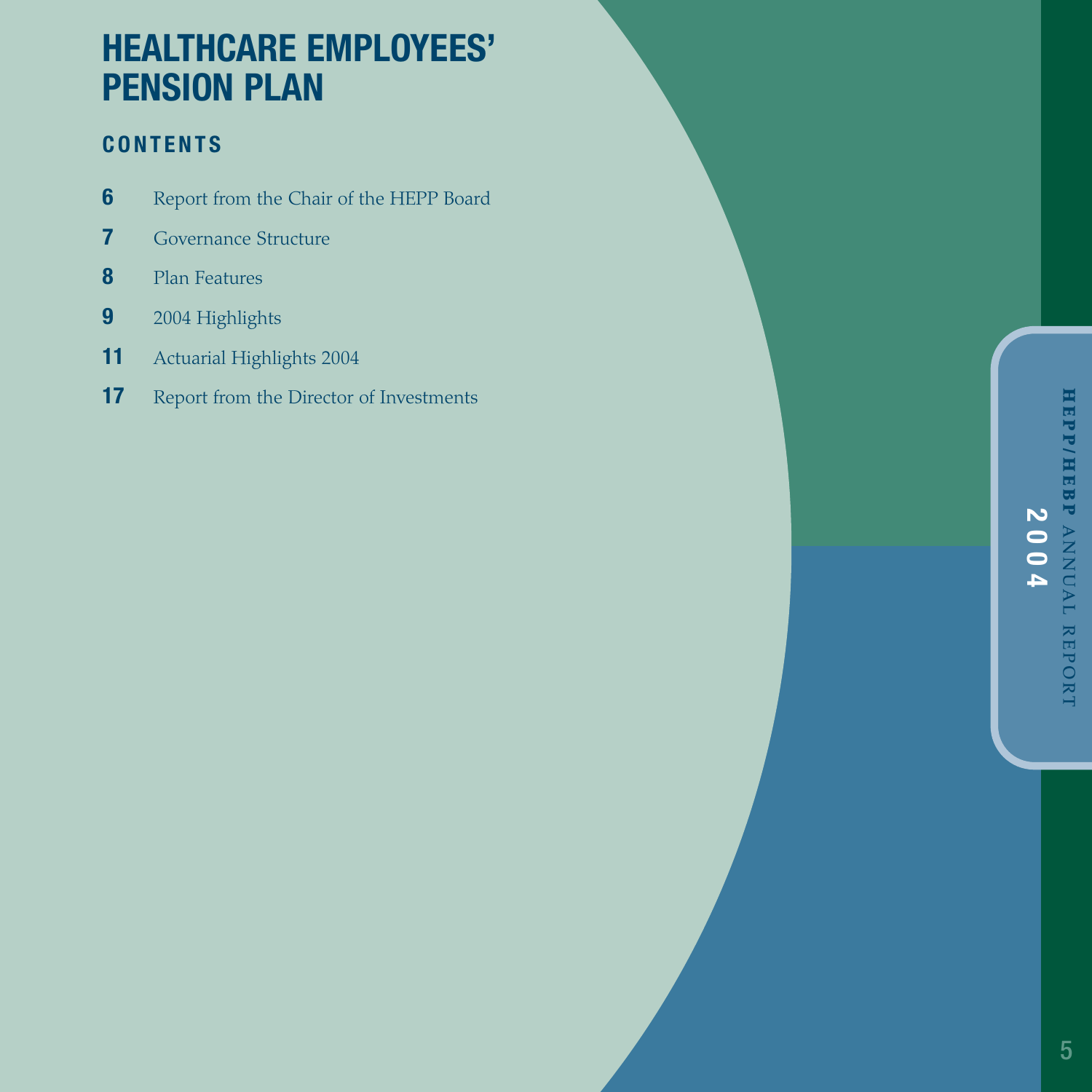# HEALTHCARE EMPLOYEES' PENSION PLAN

## CONTENTS

| | |
|---|---|
| **6** | Report from the Chair of the HEPP Board |
| **7** | Governance Structure |
| **8** | Plan Features |
| **9** | 2004 Highlights |
| **11** | Actuarial Highlights 2004 |
| **17** | Report from the Director of Investments |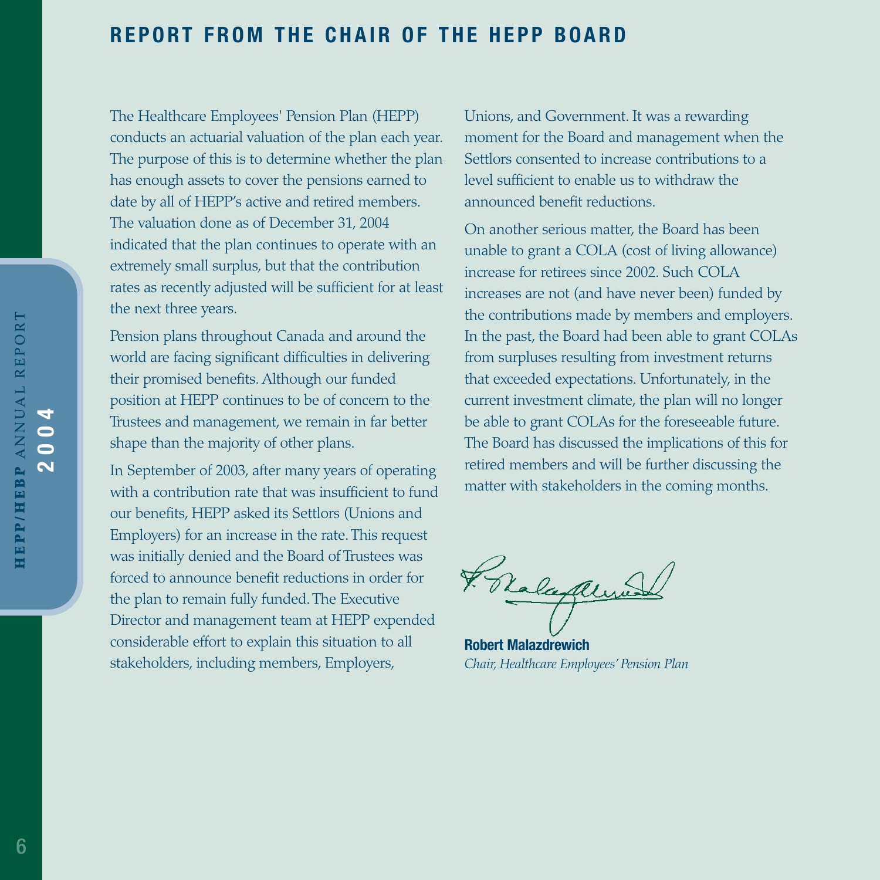## REPORT FROM THE CHAIR OF THE HEPP BOARD

The Healthcare Employees' Pension Plan (HEPP) conducts an actuarial valuation of the plan each year. The purpose of this is to determine whether the plan has enough assets to cover the pensions earned to date by all of HEPP's active and retired members. The valuation done as of December 31, 2004 indicated that the plan continues to operate with an extremely small surplus, but that the contribution rates as recently adjusted will be sufficient for at least the next three years.

Pension plans throughout Canada and around the world are facing significant difficulties in delivering their promised benefits. Although our funded position at HEPP continues to be of concern to the Trustees and management, we remain in far better shape than the majority of other plans.

In September of 2003, after many years of operating with a contribution rate that was insufficient to fund our benefits, HEPP asked its Settlors (Unions and Employers) for an increase in the rate. This request was initially denied and the Board of Trustees was forced to announce benefit reductions in order for the plan to remain fully funded. The Executive Director and management team at HEPP expended considerable effort to explain this situation to all stakeholders, including members, Employers, Unions, and Government. It was a rewarding moment for the Board and management when the Settlors consented to increase contributions to a level sufficient to enable us to withdraw the announced benefit reductions.

On another serious matter, the Board has been unable to grant a COLA (cost of living allowance) increase for retirees since 2002. Such COLA increases are not (and have never been) funded by the contributions made by members and employers. In the past, the Board had been able to grant COLAs from surpluses resulting from investment returns that exceeded expectations. Unfortunately, in the current investment climate, the plan will no longer be able to grant COLAs for the foreseeable future. The Board has discussed the implications of this for retired members and will be further discussing the matter with stakeholders in the coming months.

**Robert Malazdrewich**
*Chair, Healthcare Employees' Pension Plan*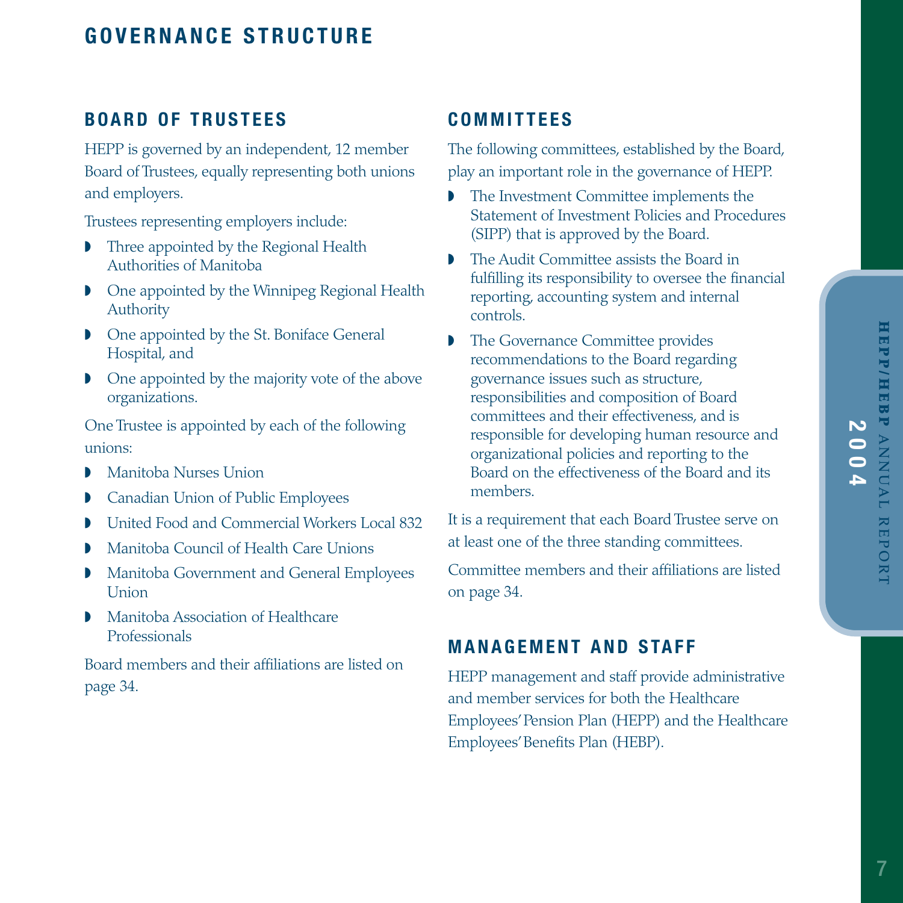# GOVERNANCE STRUCTURE

## BOARD OF TRUSTEES

HEPP is governed by an independent, 12 member Board of Trustees, equally representing both unions and employers.

Trustees representing employers include:

- Three appointed by the Regional Health Authorities of Manitoba
- One appointed by the Winnipeg Regional Health Authority
- One appointed by the St. Boniface General Hospital, and
- One appointed by the majority vote of the above organizations.

One Trustee is appointed by each of the following unions:

- Manitoba Nurses Union
- Canadian Union of Public Employees
- United Food and Commercial Workers Local 832
- Manitoba Council of Health Care Unions
- Manitoba Government and General Employees Union
- Manitoba Association of Healthcare Professionals

Board members and their affiliations are listed on page 34.

## COMMITTEES

The following committees, established by the Board, play an important role in the governance of HEPP.

- The Investment Committee implements the Statement of Investment Policies and Procedures (SIPP) that is approved by the Board.
- The Audit Committee assists the Board in fulfilling its responsibility to oversee the financial reporting, accounting system and internal controls.
- The Governance Committee provides recommendations to the Board regarding governance issues such as structure, responsibilities and composition of Board committees and their effectiveness, and is responsible for developing human resource and organizational policies and reporting to the Board on the effectiveness of the Board and its members.

It is a requirement that each Board Trustee serve on at least one of the three standing committees.

Committee members and their affiliations are listed on page 34.

## MANAGEMENT AND STAFF

HEPP management and staff provide administrative and member services for both the Healthcare Employees' Pension Plan (HEPP) and the Healthcare Employees' Benefits Plan (HEBP).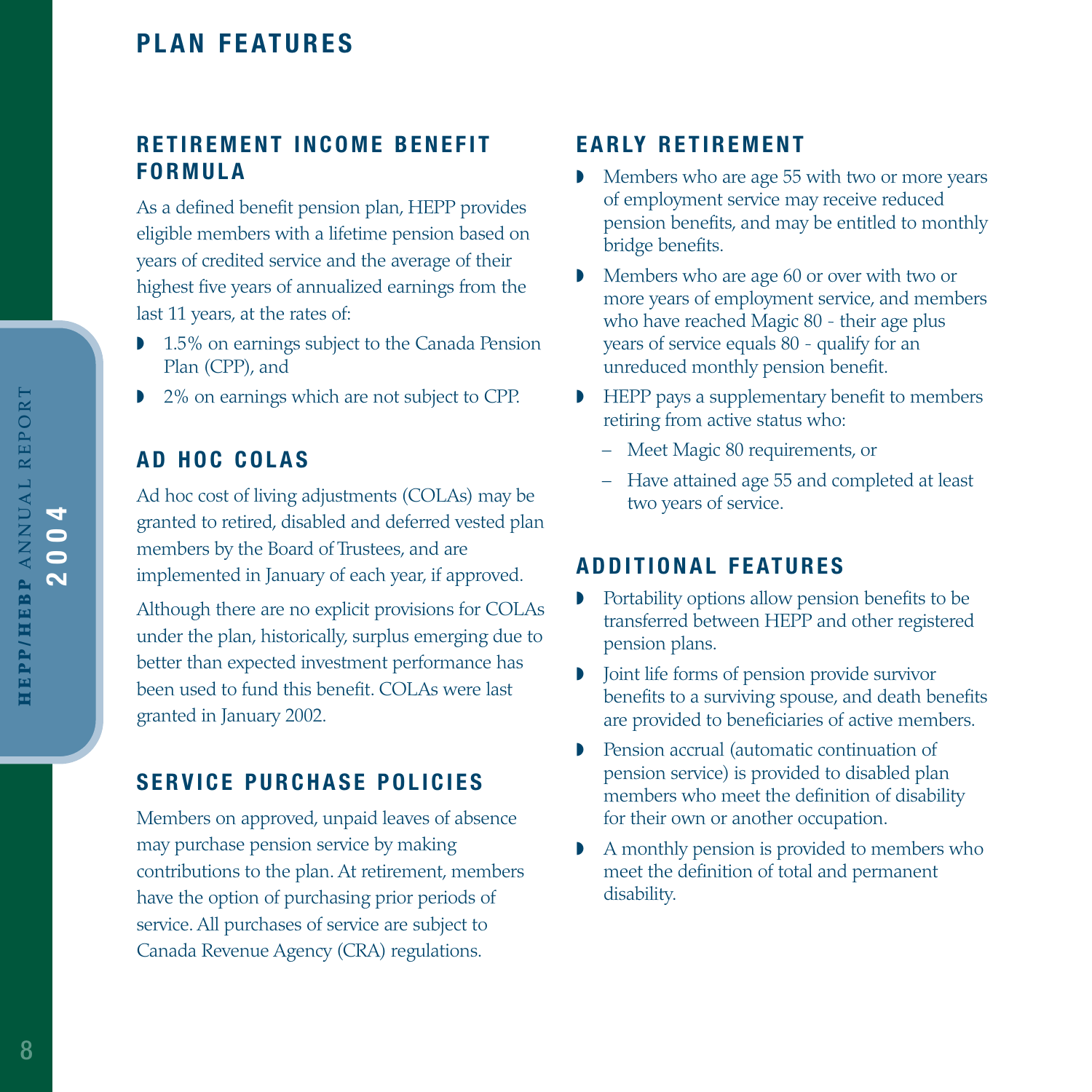# PLAN FEATURES

## RETIREMENT INCOME BENEFIT FORMULA

As a defined benefit pension plan, HEPP provides eligible members with a lifetime pension based on years of credited service and the average of their highest five years of annualized earnings from the last 11 years, at the rates of:

- 1.5% on earnings subject to the Canada Pension Plan (CPP), and
- 2% on earnings which are not subject to CPP.

## AD HOC COLAS

Ad hoc cost of living adjustments (COLAs) may be granted to retired, disabled and deferred vested plan members by the Board of Trustees, and are implemented in January of each year, if approved.

Although there are no explicit provisions for COLAs under the plan, historically, surplus emerging due to better than expected investment performance has been used to fund this benefit. COLAs were last granted in January 2002.

## SERVICE PURCHASE POLICIES

Members on approved, unpaid leaves of absence may purchase pension service by making contributions to the plan. At retirement, members have the option of purchasing prior periods of service. All purchases of service are subject to Canada Revenue Agency (CRA) regulations.

## EARLY RETIREMENT

- Members who are age 55 with two or more years of employment service may receive reduced pension benefits, and may be entitled to monthly bridge benefits.
- Members who are age 60 or over with two or more years of employment service, and members who have reached Magic 80 - their age plus years of service equals 80 - qualify for an unreduced monthly pension benefit.
- HEPP pays a supplementary benefit to members retiring from active status who:
  - Meet Magic 80 requirements, or
  - Have attained age 55 and completed at least two years of service.

## ADDITIONAL FEATURES

- Portability options allow pension benefits to be transferred between HEPP and other registered pension plans.
- Joint life forms of pension provide survivor benefits to a surviving spouse, and death benefits are provided to beneficiaries of active members.
- Pension accrual (automatic continuation of pension service) is provided to disabled plan members who meet the definition of disability for their own or another occupation.
- A monthly pension is provided to members who meet the definition of total and permanent disability.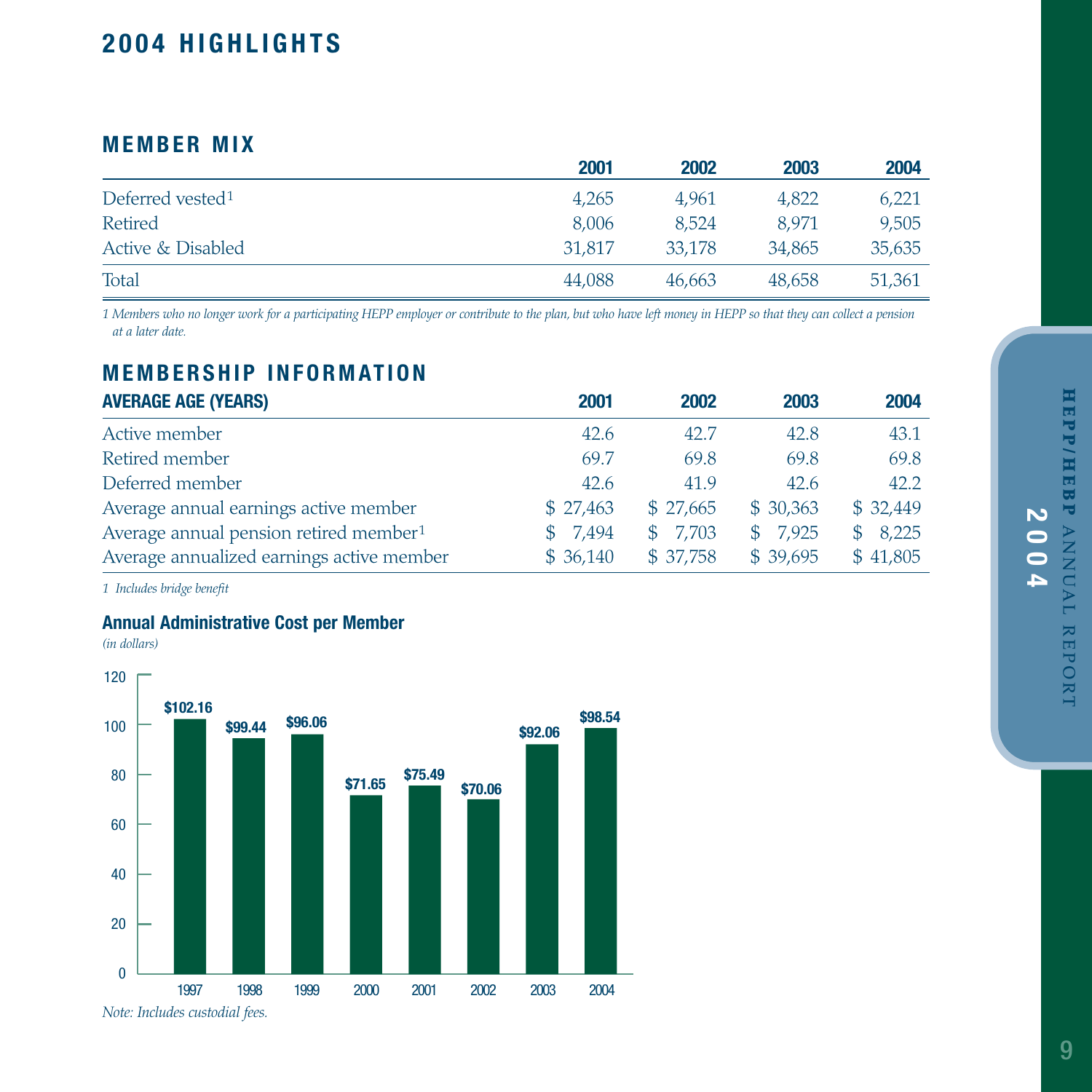# 2004 HIGHLIGHTS

## MEMBER MIX

| | 2001 | 2002 | 2003 | 2004 |
|---|---|---|---|---|
| Deferred vested[1] | 4,265 | 4,961 | 4,822 | 6,221 |
| Retired | 8,006 | 8,524 | 8,971 | 9,505 |
| Active & Disabled | 31,817 | 33,178 | 34,865 | 35,635 |
| Total | 44,088 | 46,663 | 48,658 | 51,361 |

*1 Members who no longer work for a participating HEPP employer or contribute to the plan, but who have left money in HEPP so that they can collect a pension at a later date.*

## MEMBERSHIP INFORMATION

| AVERAGE AGE (YEARS) | 2001 | 2002 | 2003 | 2004 |
|---|---|---|---|---|
| Active member | 42.6 | 42.7 | 42.8 | 43.1 |
| Retired member | 69.7 | 69.8 | 69.8 | 69.8 |
| Deferred member | 42.6 | 41.9 | 42.6 | 42.2 |
| Average annual earnings active member | $ 27,463 | $ 27,665 | $ 30,363 | $ 32,449 |
| Average annual pension retired member[1] | $ 7,494 | $ 7,703 | $ 7,925 | $ 8,225 |
| Average annualized earnings active member | $ 36,140 | $ 37,758 | $ 39,695 | $ 41,805 |

*1 Includes bridge benefit*

### Annual Administrative Cost per Member

*(in dollars)*

| Year | Cost |
|---|---|
| 1997 | $102.16 |
| 1998 | $99.44 |
| 1999 | $96.06 |
| 2000 | $71.65 |
| 2001 | $75.49 |
| 2002 | $70.06 |
| 2003 | $92.06 |
| 2004 | $98.54 |

*Note: Includes custodial fees.*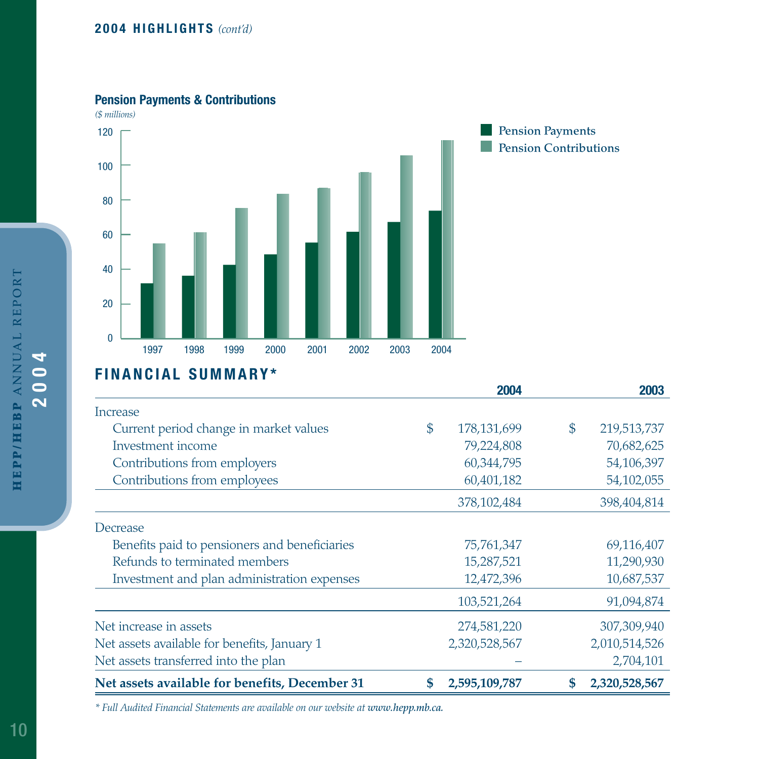## 2004 HIGHLIGHTS *(cont'd)*

**Pension Payments & Contributions**

*($ millions)*

Pension Payments
Pension Contributions

1997 1998 1999 2000 2001 2002 2003 2004

## FINANCIAL SUMMARY*

| | 2004 | 2003 |
|---|---|---|
| Increase | | |
| Current period change in market values | $ 178,131,699 | $ 219,513,737 |
| Investment income | 79,224,808 | 70,682,625 |
| Contributions from employers | 60,344,795 | 54,106,397 |
| Contributions from employees | 60,401,182 | 54,102,055 |
| | 378,102,484 | 398,404,814 |
| Decrease | | |
| Benefits paid to pensioners and beneficiaries | 75,761,347 | 69,116,407 |
| Refunds to terminated members | 15,287,521 | 11,290,930 |
| Investment and plan administration expenses | 12,472,396 | 10,687,537 |
| | 103,521,264 | 91,094,874 |
| Net increase in assets | 274,581,220 | 307,309,940 |
| Net assets available for benefits, January 1 | 2,320,528,567 | 2,010,514,526 |
| Net assets transferred into the plan | – | 2,704,101 |
| **Net assets available for benefits, December 31** | **$ 2,595,109,787** | **$ 2,320,528,567** |

*\* Full Audited Financial Statements are available on our website at **www.hepp.mb.ca.***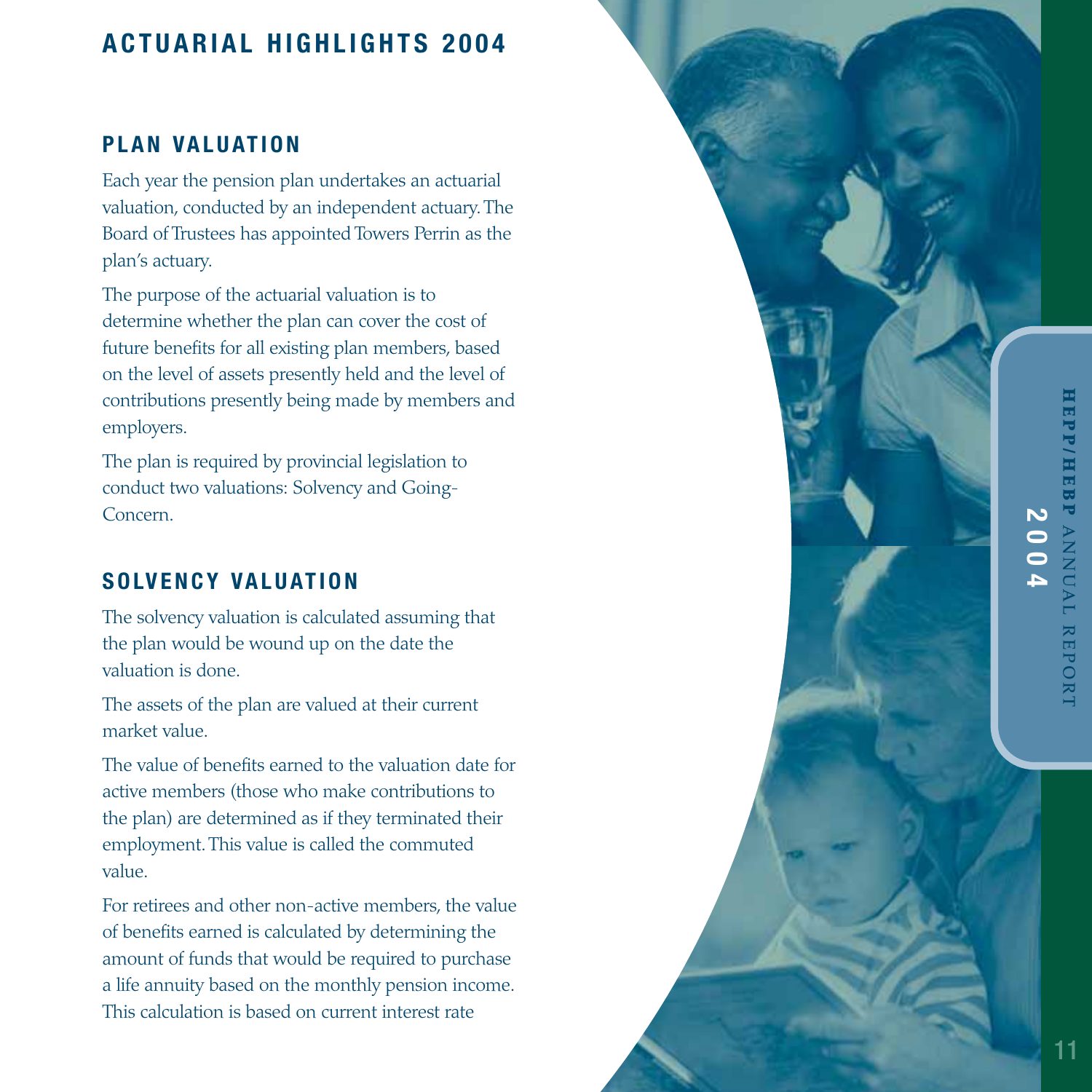# ACTUARIAL HIGHLIGHTS 2004

## PLAN VALUATION

Each year the pension plan undertakes an actuarial valuation, conducted by an independent actuary. The Board of Trustees has appointed Towers Perrin as the plan's actuary.

The purpose of the actuarial valuation is to determine whether the plan can cover the cost of future benefits for all existing plan members, based on the level of assets presently held and the level of contributions presently being made by members and employers.

The plan is required by provincial legislation to conduct two valuations: Solvency and Going-Concern.

## SOLVENCY VALUATION

The solvency valuation is calculated assuming that the plan would be wound up on the date the valuation is done.

The assets of the plan are valued at their current market value.

The value of benefits earned to the valuation date for active members (those who make contributions to the plan) are determined as if they terminated their employment. This value is called the commuted value.

For retirees and other non-active members, the value of benefits earned is calculated by determining the amount of funds that would be required to purchase a life annuity based on the monthly pension income. This calculation is based on current interest rate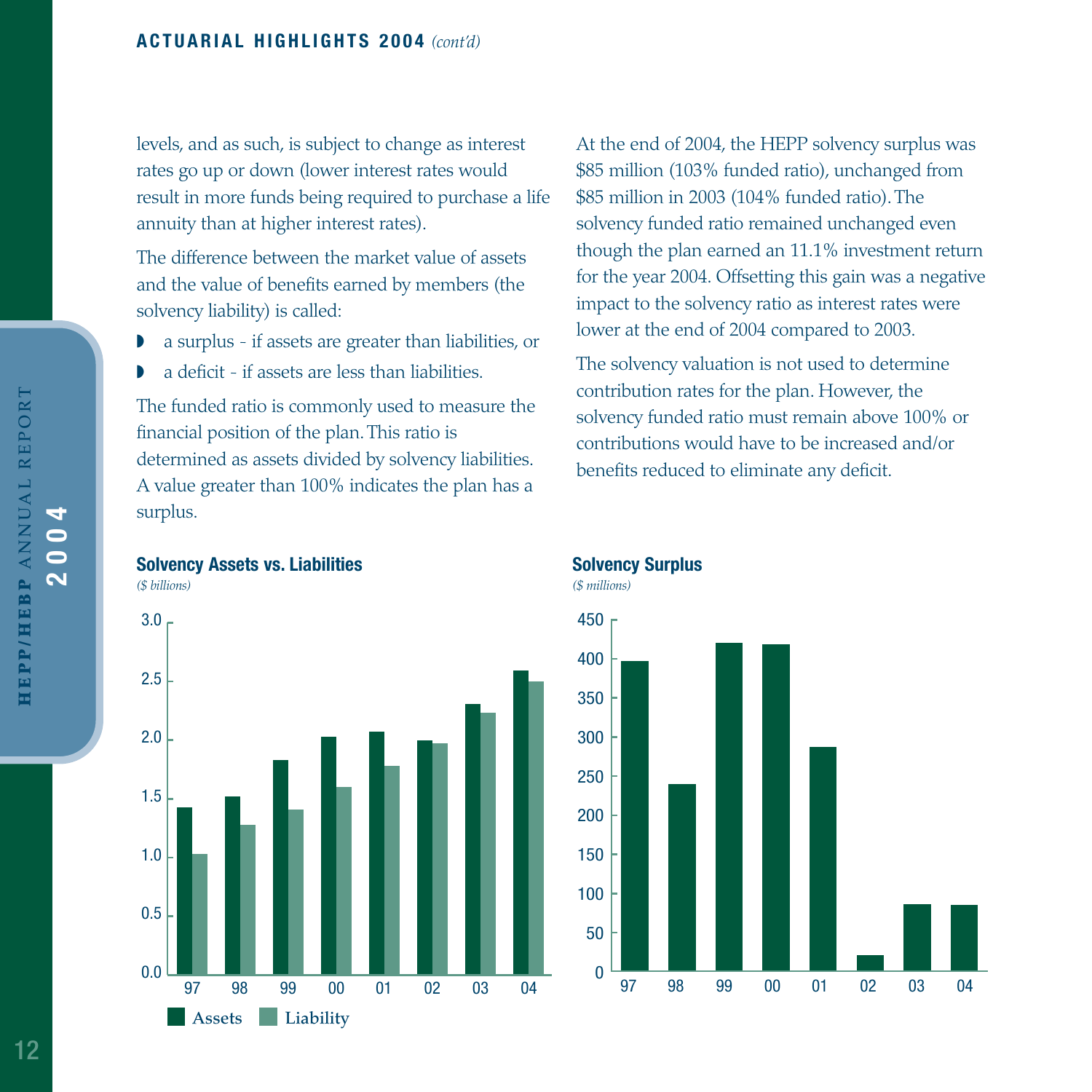levels, and as such, is subject to change as interest rates go up or down (lower interest rates would result in more funds being required to purchase a life annuity than at higher interest rates).

The difference between the market value of assets and the value of benefits earned by members (the solvency liability) is called:

- a surplus - if assets are greater than liabilities, or
- a deficit - if assets are less than liabilities.

The funded ratio is commonly used to measure the financial position of the plan. This ratio is determined as assets divided by solvency liabilities. A value greater than 100% indicates the plan has a surplus.

At the end of 2004, the HEPP solvency surplus was \$85 million (103% funded ratio), unchanged from \$85 million in 2003 (104% funded ratio). The solvency funded ratio remained unchanged even though the plan earned an 11.1% investment return for the year 2004. Offsetting this gain was a negative impact to the solvency ratio as interest rates were lower at the end of 2004 compared to 2003.

The solvency valuation is not used to determine contribution rates for the plan. However, the solvency funded ratio must remain above 100% or contributions would have to be increased and/or benefits reduced to eliminate any deficit.

**Solvency Assets vs. Liabilities**

*($ billions)*

**Solvency Surplus**

*($ millions)*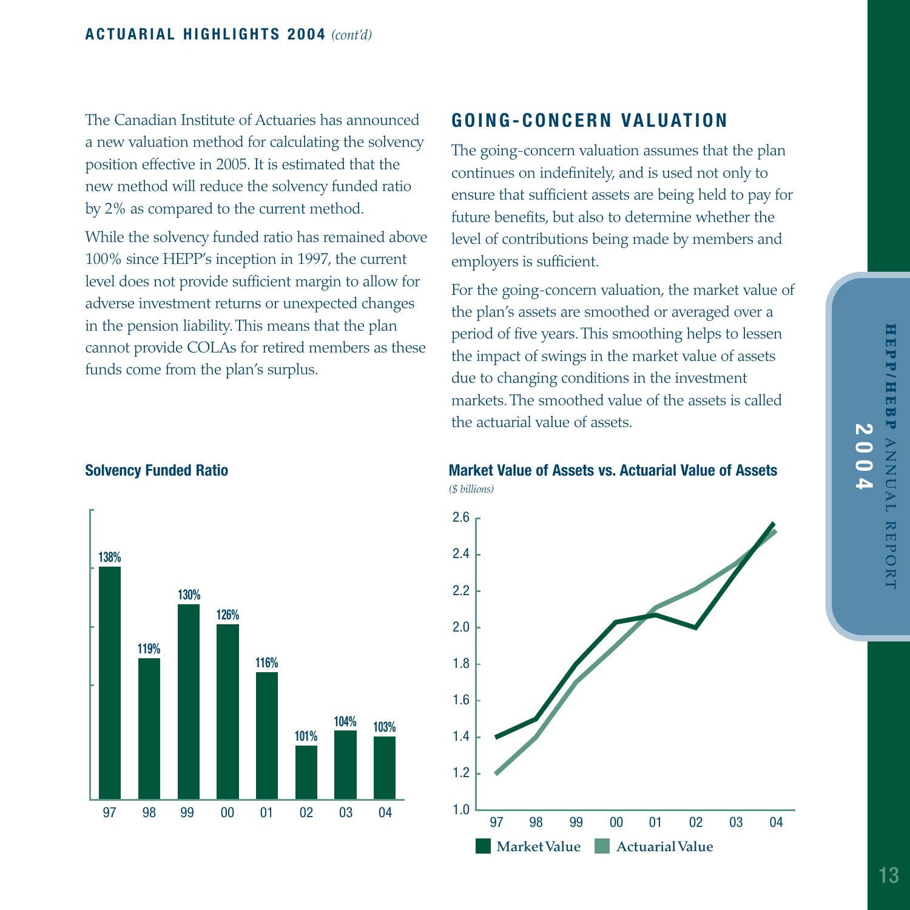The Canadian Institute of Actuaries has announced a new valuation method for calculating the solvency position effective in 2005. It is estimated that the new method will reduce the solvency funded ratio by 2% as compared to the current method.

While the solvency funded ratio has remained above 100% since HEPP's inception in 1997, the current level does not provide sufficient margin to allow for adverse investment returns or unexpected changes in the pension liability. This means that the plan cannot provide COLAs for retired members as these funds come from the plan's surplus.

## GOING-CONCERN VALUATION

The going-concern valuation assumes that the plan continues on indefinitely, and is used not only to ensure that sufficient assets are being held to pay for future benefits, but also to determine whether the level of contributions being made by members and employers is sufficient.

For the going-concern valuation, the market value of the plan's assets are smoothed or averaged over a period of five years. This smoothing helps to lessen the impact of swings in the market value of assets due to changing conditions in the investment markets. The smoothed value of the assets is called the actuarial value of assets.

**Solvency Funded Ratio**

| Year | Solvency Funded Ratio |
|---|---|
| 97 | 138% |
| 98 | 119% |
| 99 | 130% |
| 00 | 126% |
| 01 | 116% |
| 02 | 101% |
| 03 | 104% |
| 04 | 103% |

**Market Value of Assets vs. Actuarial Value of Assets**

*($ billions)*

Market Value · Actuarial Value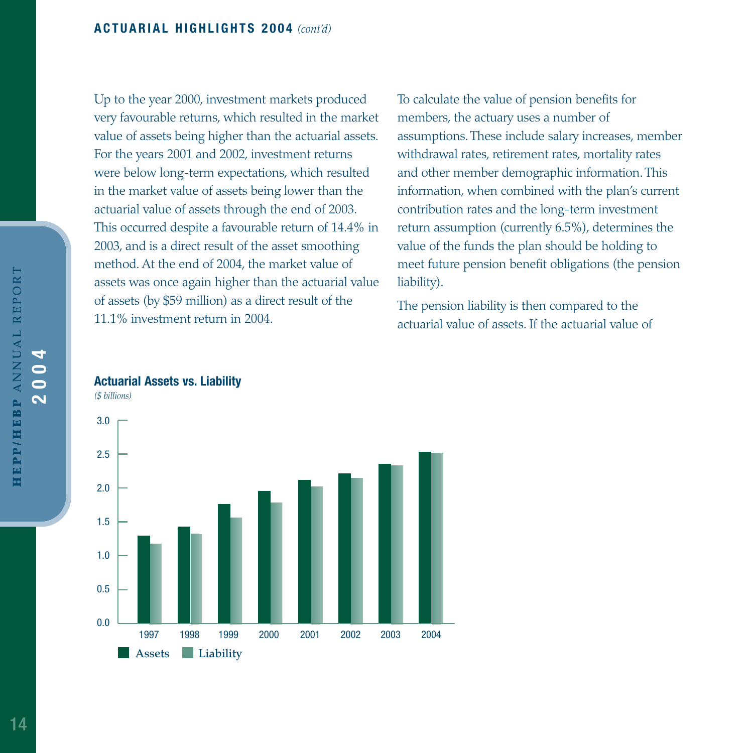## ACTUARIAL HIGHLIGHTS 2004 *(cont'd)*

Up to the year 2000, investment markets produced very favourable returns, which resulted in the market value of assets being higher than the actuarial assets. For the years 2001 and 2002, investment returns were below long-term expectations, which resulted in the market value of assets being lower than the actuarial value of assets through the end of 2003. This occurred despite a favourable return of 14.4% in 2003, and is a direct result of the asset smoothing method. At the end of 2004, the market value of assets was once again higher than the actuarial value of assets (by $59 million) as a direct result of the 11.1% investment return in 2004.

To calculate the value of pension benefits for members, the actuary uses a number of assumptions. These include salary increases, member withdrawal rates, retirement rates, mortality rates and other member demographic information. This information, when combined with the plan's current contribution rates and the long-term investment return assumption (currently 6.5%), determines the value of the funds the plan should be holding to meet future pension benefit obligations (the pension liability).

The pension liability is then compared to the actuarial value of assets. If the actuarial value of

**Actuarial Assets vs. Liability**

*($ billions)*

Assets / Liability, 1997–2004 (y-axis 0.0–3.0)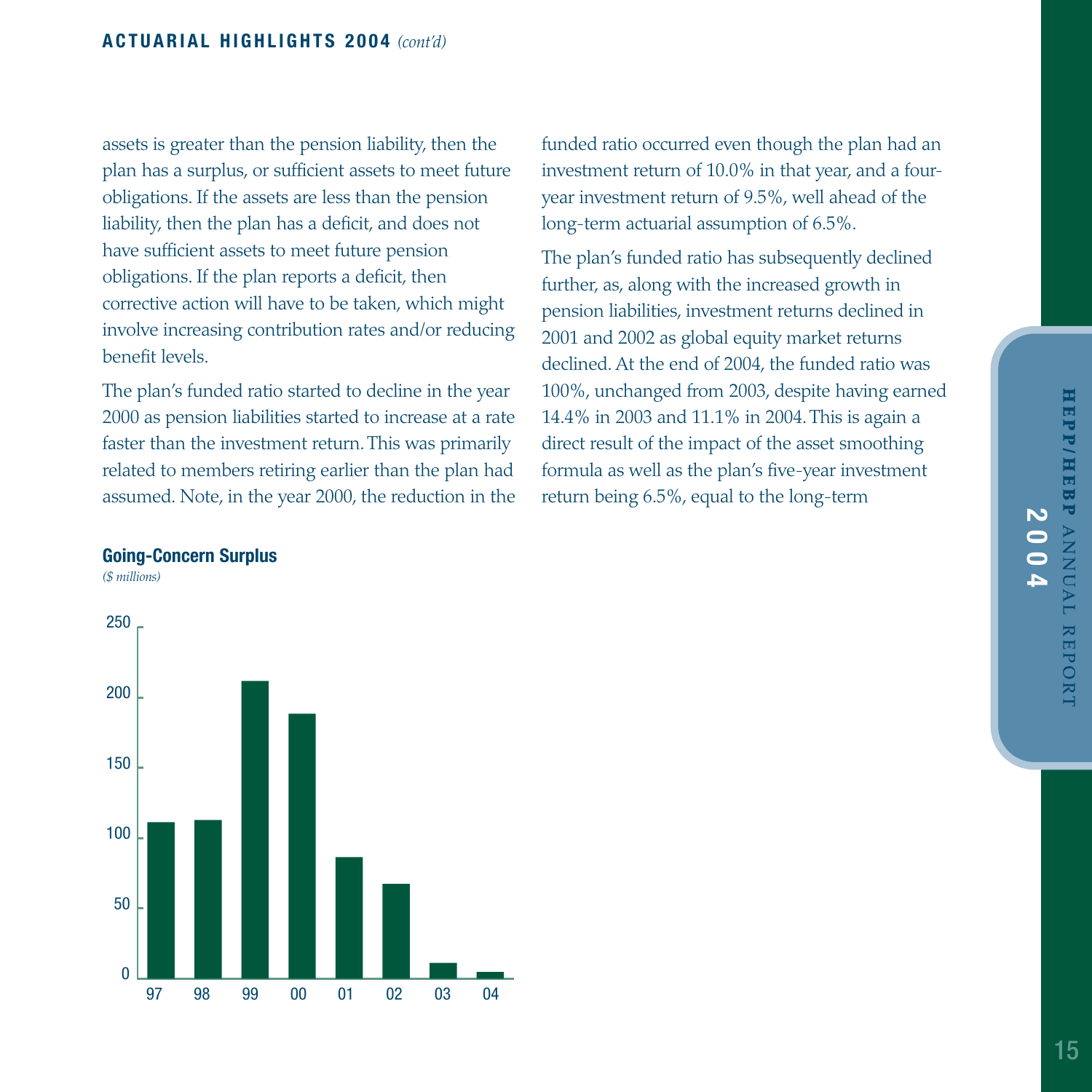assets is greater than the pension liability, then the plan has a surplus, or sufficient assets to meet future obligations. If the assets are less than the pension liability, then the plan has a deficit, and does not have sufficient assets to meet future pension obligations. If the plan reports a deficit, then corrective action will have to be taken, which might involve increasing contribution rates and/or reducing benefit levels.

The plan's funded ratio started to decline in the year 2000 as pension liabilities started to increase at a rate faster than the investment return. This was primarily related to members retiring earlier than the plan had assumed. Note, in the year 2000, the reduction in the funded ratio occurred even though the plan had an investment return of 10.0% in that year, and a four-year investment return of 9.5%, well ahead of the long-term actuarial assumption of 6.5%.

The plan's funded ratio has subsequently declined further, as, along with the increased growth in pension liabilities, investment returns declined in 2001 and 2002 as global equity market returns declined. At the end of 2004, the funded ratio was 100%, unchanged from 2003, despite having earned 14.4% in 2003 and 11.1% in 2004. This is again a direct result of the impact of the asset smoothing formula as well as the plan's five-year investment return being 6.5%, equal to the long-term

**Going-Concern Surplus**

*($ millions)*

| Year | 97 | 98 | 99 | 00 | 01 | 02 | 03 | 04 |
|---|---|---|---|---|---|---|---|---|
| Surplus (approx.) | 111 | 113 | 212 | 188 | 86 | 67 | 11 | 5 |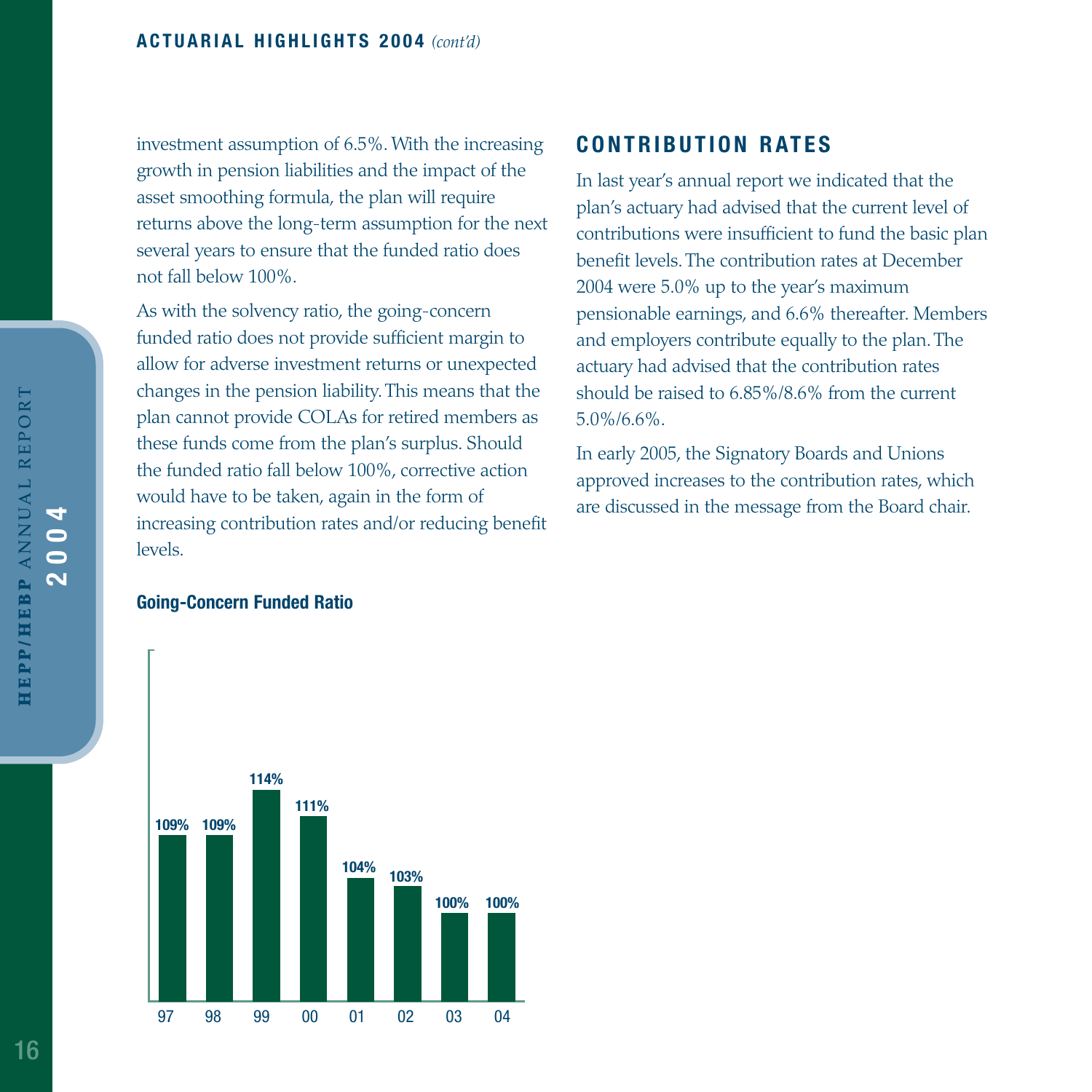investment assumption of 6.5%. With the increasing growth in pension liabilities and the impact of the asset smoothing formula, the plan will require returns above the long-term assumption for the next several years to ensure that the funded ratio does not fall below 100%.

As with the solvency ratio, the going-concern funded ratio does not provide sufficient margin to allow for adverse investment returns or unexpected changes in the pension liability. This means that the plan cannot provide COLAs for retired members as these funds come from the plan's surplus. Should the funded ratio fall below 100%, corrective action would have to be taken, again in the form of increasing contribution rates and/or reducing benefit levels.

**Going-Concern Funded Ratio**

| Year | 97 | 98 | 99 | 00 | 01 | 02 | 03 | 04 |
|---|---|---|---|---|---|---|---|---|
| Funded Ratio | 109% | 109% | 114% | 111% | 104% | 103% | 100% | 100% |

## CONTRIBUTION RATES

In last year's annual report we indicated that the plan's actuary had advised that the current level of contributions were insufficient to fund the basic plan benefit levels. The contribution rates at December 2004 were 5.0% up to the year's maximum pensionable earnings, and 6.6% thereafter. Members and employers contribute equally to the plan. The actuary had advised that the contribution rates should be raised to 6.85%/8.6% from the current 5.0%/6.6%.

In early 2005, the Signatory Boards and Unions approved increases to the contribution rates, which are discussed in the message from the Board chair.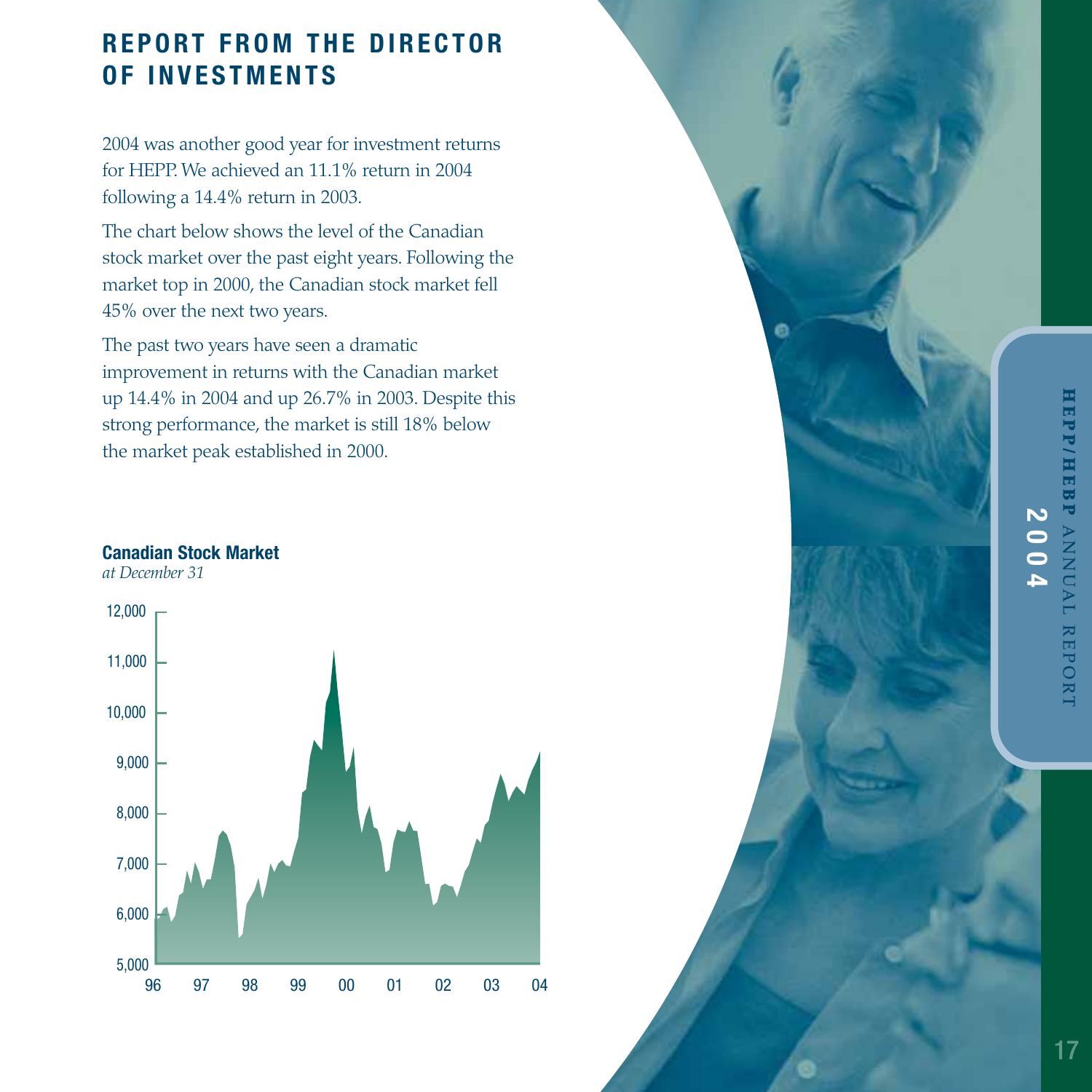# REPORT FROM THE DIRECTOR OF INVESTMENTS

2004 was another good year for investment returns for HEPP. We achieved an 11.1% return in 2004 following a 14.4% return in 2003.

The chart below shows the level of the Canadian stock market over the past eight years. Following the market top in 2000, the Canadian stock market fell 45% over the next two years.

The past two years have seen a dramatic improvement in returns with the Canadian market up 14.4% in 2004 and up 26.7% in 2003. Despite this strong performance, the market is still 18% below the market peak established in 2000.

**Canadian Stock Market**
*at December 31*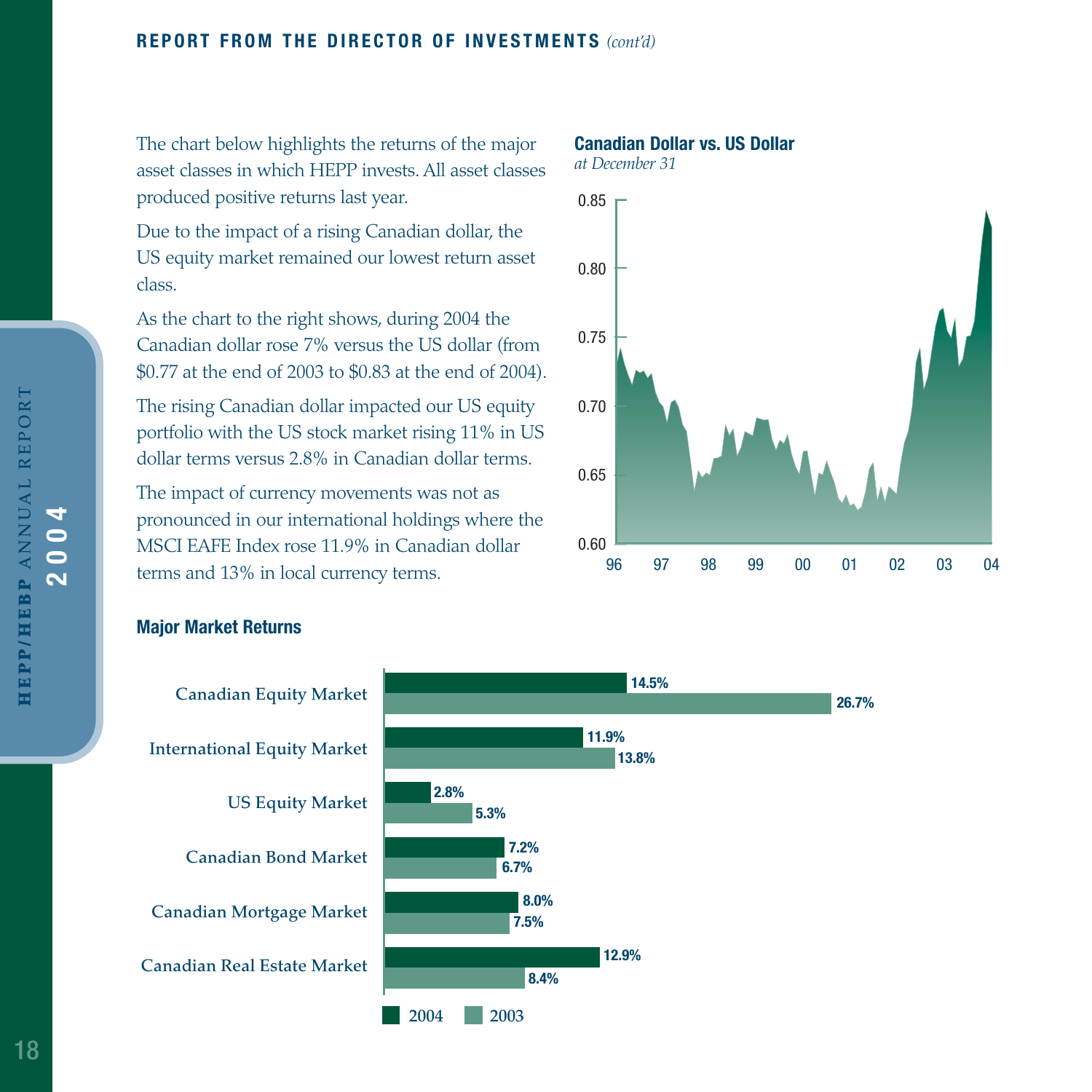## REPORT FROM THE DIRECTOR OF INVESTMENTS *(cont'd)*

The chart below highlights the returns of the major asset classes in which HEPP invests. All asset classes produced positive returns last year.

Due to the impact of a rising Canadian dollar, the US equity market remained our lowest return asset class.

As the chart to the right shows, during 2004 the Canadian dollar rose 7% versus the US dollar (from $0.77 at the end of 2003 to $0.83 at the end of 2004).

The rising Canadian dollar impacted our US equity portfolio with the US stock market rising 11% in US dollar terms versus 2.8% in Canadian dollar terms.

The impact of currency movements was not as pronounced in our international holdings where the MSCI EAFE Index rose 11.9% in Canadian dollar terms and 13% in local currency terms.

**Canadian Dollar vs. US Dollar**
*at December 31*

**Major Market Returns**

| Market | 2004 | 2003 |
|---|---|---|
| Canadian Equity Market | 14.5% | 26.7% |
| International Equity Market | 11.9% | 13.8% |
| US Equity Market | 2.8% | 5.3% |
| Canadian Bond Market | 7.2% | 6.7% |
| Canadian Mortgage Market | 8.0% | 7.5% |
| Canadian Real Estate Market | 12.9% | 8.4% |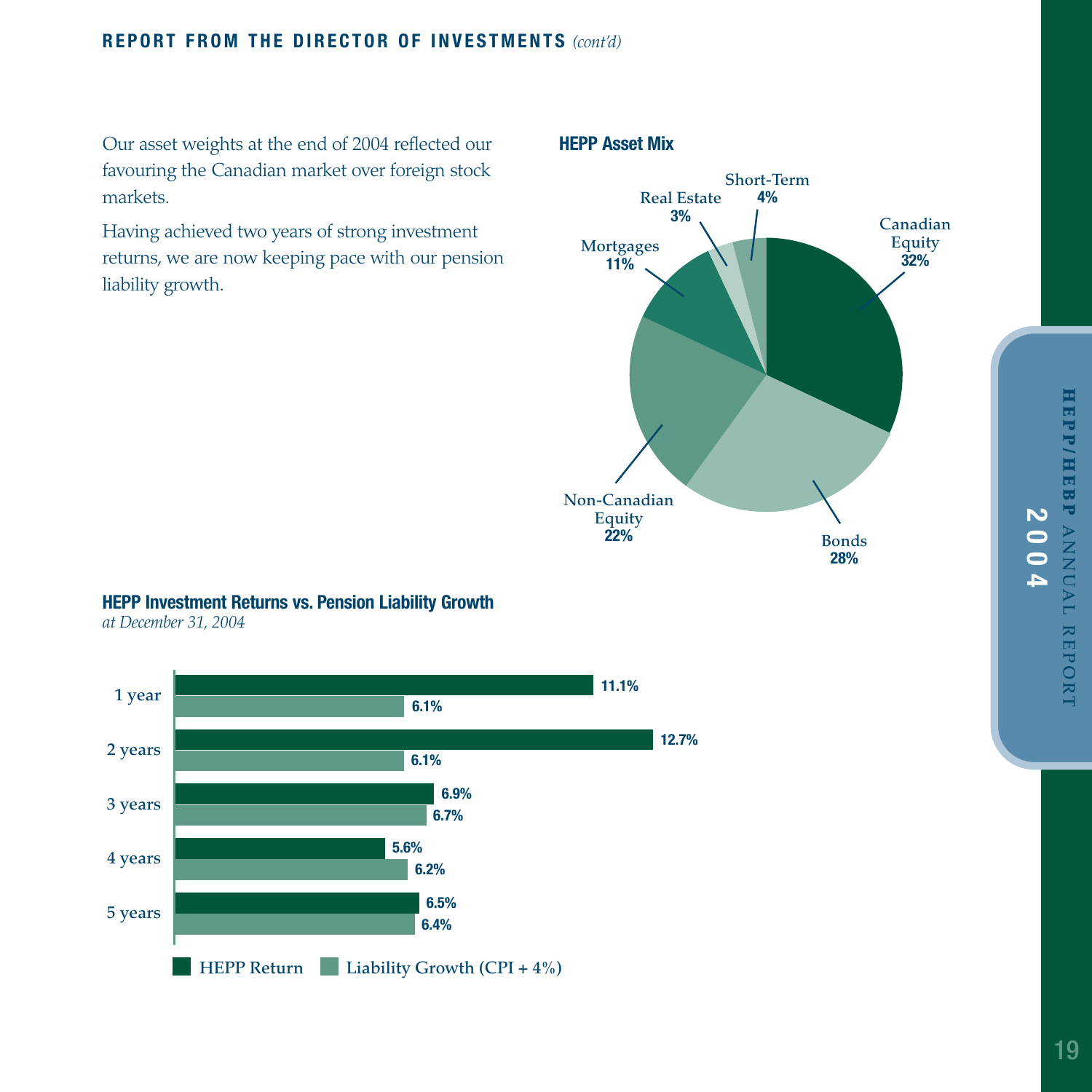## REPORT FROM THE DIRECTOR OF INVESTMENTS *(cont'd)*

Our asset weights at the end of 2004 reflected our favouring the Canadian market over foreign stock markets.

Having achieved two years of strong investment returns, we are now keeping pace with our pension liability growth.

### HEPP Asset Mix

| Asset Class | Weight |
|---|---|
| Canadian Equity | 32% |
| Bonds | 28% |
| Non-Canadian Equity | 22% |
| Mortgages | 11% |
| Real Estate | 3% |
| Short-Term | 4% |

### HEPP Investment Returns vs. Pension Liability Growth

*at December 31, 2004*

| | HEPP Return | Liability Growth (CPI + 4%) |
|---|---|---|
| 1 year | 11.1% | 6.1% |
| 2 years | 12.7% | 6.1% |
| 3 years | 6.9% | 6.7% |
| 4 years | 5.6% | 6.2% |
| 5 years | 6.5% | 6.4% |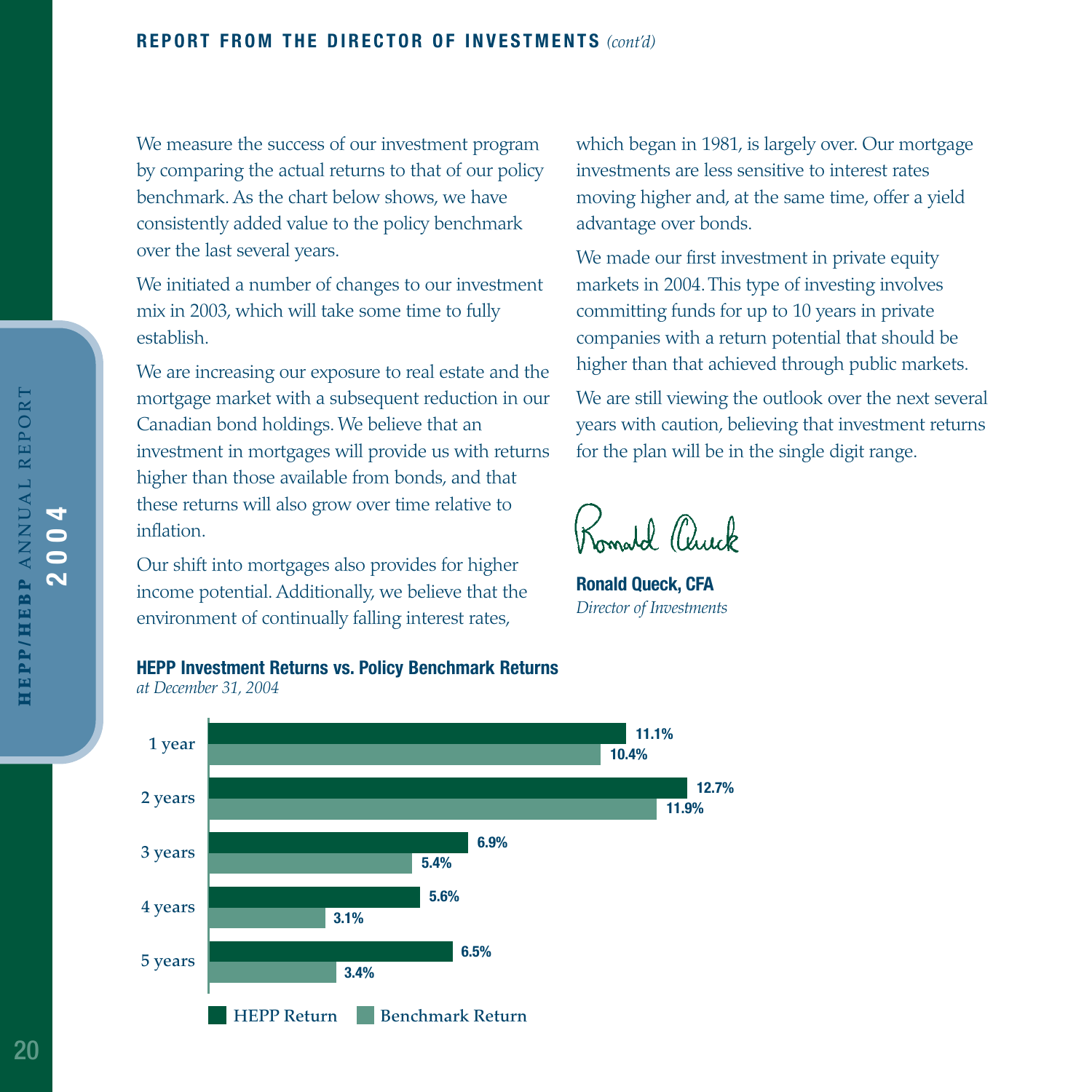## REPORT FROM THE DIRECTOR OF INVESTMENTS *(cont'd)*

We measure the success of our investment program by comparing the actual returns to that of our policy benchmark. As the chart below shows, we have consistently added value to the policy benchmark over the last several years.

We initiated a number of changes to our investment mix in 2003, which will take some time to fully establish.

We are increasing our exposure to real estate and the mortgage market with a subsequent reduction in our Canadian bond holdings. We believe that an investment in mortgages will provide us with returns higher than those available from bonds, and that these returns will also grow over time relative to inflation.

Our shift into mortgages also provides for higher income potential. Additionally, we believe that the environment of continually falling interest rates, which began in 1981, is largely over. Our mortgage investments are less sensitive to interest rates moving higher and, at the same time, offer a yield advantage over bonds.

We made our first investment in private equity markets in 2004. This type of investing involves committing funds for up to 10 years in private companies with a return potential that should be higher than that achieved through public markets.

We are still viewing the outlook over the next several years with caution, believing that investment returns for the plan will be in the single digit range.

Ronald Queck

**Ronald Queck, CFA**
*Director of Investments*

### HEPP Investment Returns vs. Policy Benchmark Returns
*at December 31, 2004*

| | HEPP Return | Benchmark Return |
|---|---|---|
| 1 year | 11.1% | 10.4% |
| 2 years | 12.7% | 11.9% |
| 3 years | 6.9% | 5.4% |
| 4 years | 5.6% | 3.1% |
| 5 years | 6.5% | 3.4% |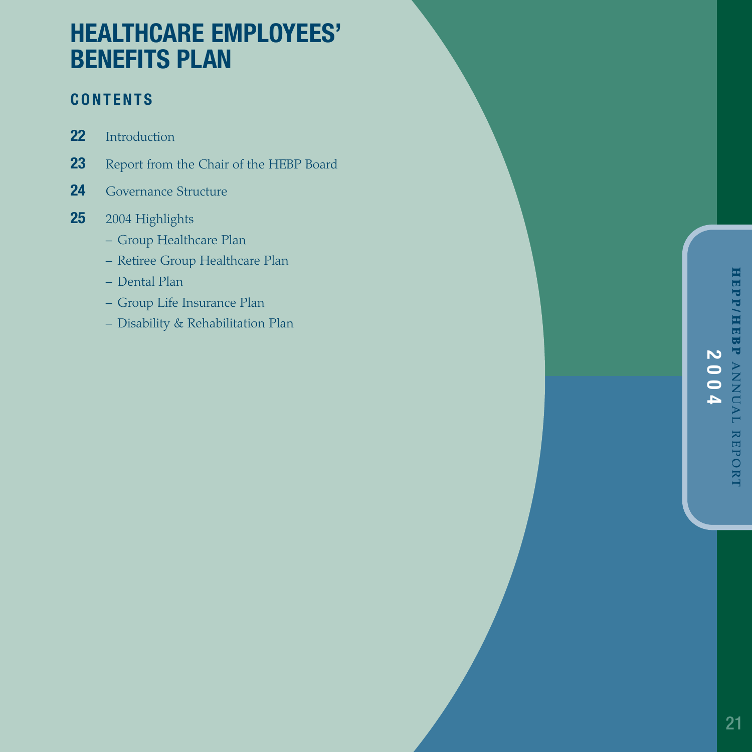# HEALTHCARE EMPLOYEES' BENEFITS PLAN

## CONTENTS

**22** Introduction

**23** Report from the Chair of the HEBP Board

**24** Governance Structure

**25** 2004 Highlights
- Group Healthcare Plan
- Retiree Group Healthcare Plan
- Dental Plan
- Group Life Insurance Plan
- Disability & Rehabilitation Plan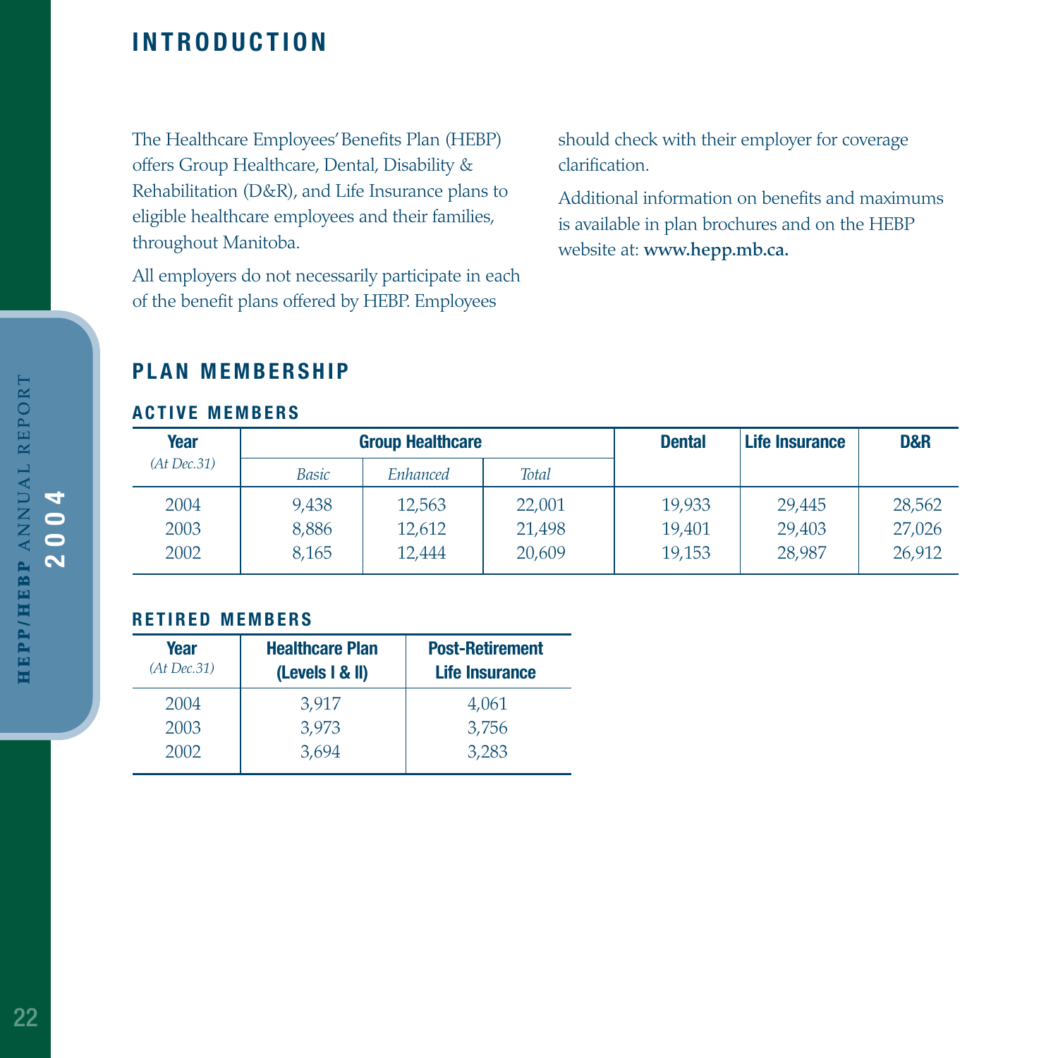## INTRODUCTION

The Healthcare Employees' Benefits Plan (HEBP) offers Group Healthcare, Dental, Disability & Rehabilitation (D&R), and Life Insurance plans to eligible healthcare employees and their families, throughout Manitoba.

All employers do not necessarily participate in each of the benefit plans offered by HEBP. Employees should check with their employer for coverage clarification.

Additional information on benefits and maximums is available in plan brochures and on the HEBP website at: **www.hepp.mb.ca.**

## PLAN MEMBERSHIP

### ACTIVE MEMBERS

| Year *(At Dec.31)* | Group Healthcare | | | Dental | Life Insurance | D&R |
|---|---|---|---|---|---|---|
| | *Basic* | *Enhanced* | *Total* | | | |
| 2004 | 9,438 | 12,563 | 22,001 | 19,933 | 29,445 | 28,562 |
| 2003 | 8,886 | 12,612 | 21,498 | 19,401 | 29,403 | 27,026 |
| 2002 | 8,165 | 12,444 | 20,609 | 19,153 | 28,987 | 26,912 |

### RETIRED MEMBERS

| Year *(At Dec.31)* | Healthcare Plan (Levels I & II) | Post-Retirement Life Insurance |
|---|---|---|
| 2004 | 3,917 | 4,061 |
| 2003 | 3,973 | 3,756 |
| 2002 | 3,694 | 3,283 |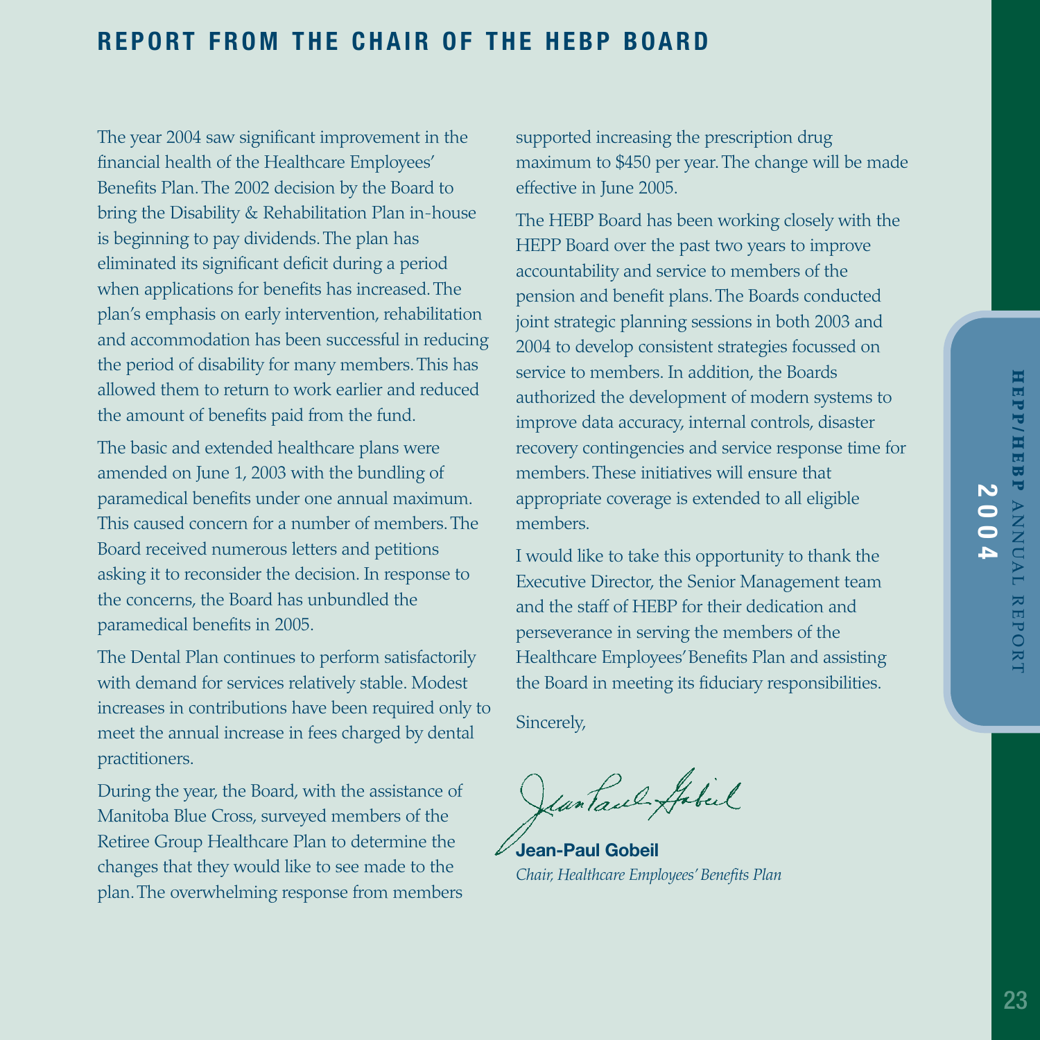# REPORT FROM THE CHAIR OF THE HEBP BOARD

The year 2004 saw significant improvement in the financial health of the Healthcare Employees' Benefits Plan. The 2002 decision by the Board to bring the Disability & Rehabilitation Plan in-house is beginning to pay dividends. The plan has eliminated its significant deficit during a period when applications for benefits has increased. The plan's emphasis on early intervention, rehabilitation and accommodation has been successful in reducing the period of disability for many members. This has allowed them to return to work earlier and reduced the amount of benefits paid from the fund.

The basic and extended healthcare plans were amended on June 1, 2003 with the bundling of paramedical benefits under one annual maximum. This caused concern for a number of members. The Board received numerous letters and petitions asking it to reconsider the decision. In response to the concerns, the Board has unbundled the paramedical benefits in 2005.

The Dental Plan continues to perform satisfactorily with demand for services relatively stable. Modest increases in contributions have been required only to meet the annual increase in fees charged by dental practitioners.

During the year, the Board, with the assistance of Manitoba Blue Cross, surveyed members of the Retiree Group Healthcare Plan to determine the changes that they would like to see made to the plan. The overwhelming response from members supported increasing the prescription drug maximum to $450 per year. The change will be made effective in June 2005.

The HEBP Board has been working closely with the HEPP Board over the past two years to improve accountability and service to members of the pension and benefit plans. The Boards conducted joint strategic planning sessions in both 2003 and 2004 to develop consistent strategies focussed on service to members. In addition, the Boards authorized the development of modern systems to improve data accuracy, internal controls, disaster recovery contingencies and service response time for members. These initiatives will ensure that appropriate coverage is extended to all eligible members.

I would like to take this opportunity to thank the Executive Director, the Senior Management team and the staff of HEBP for their dedication and perseverance in serving the members of the Healthcare Employees' Benefits Plan and assisting the Board in meeting its fiduciary responsibilities.

Sincerely,

**Jean-Paul Gobeil**
*Chair, Healthcare Employees' Benefits Plan*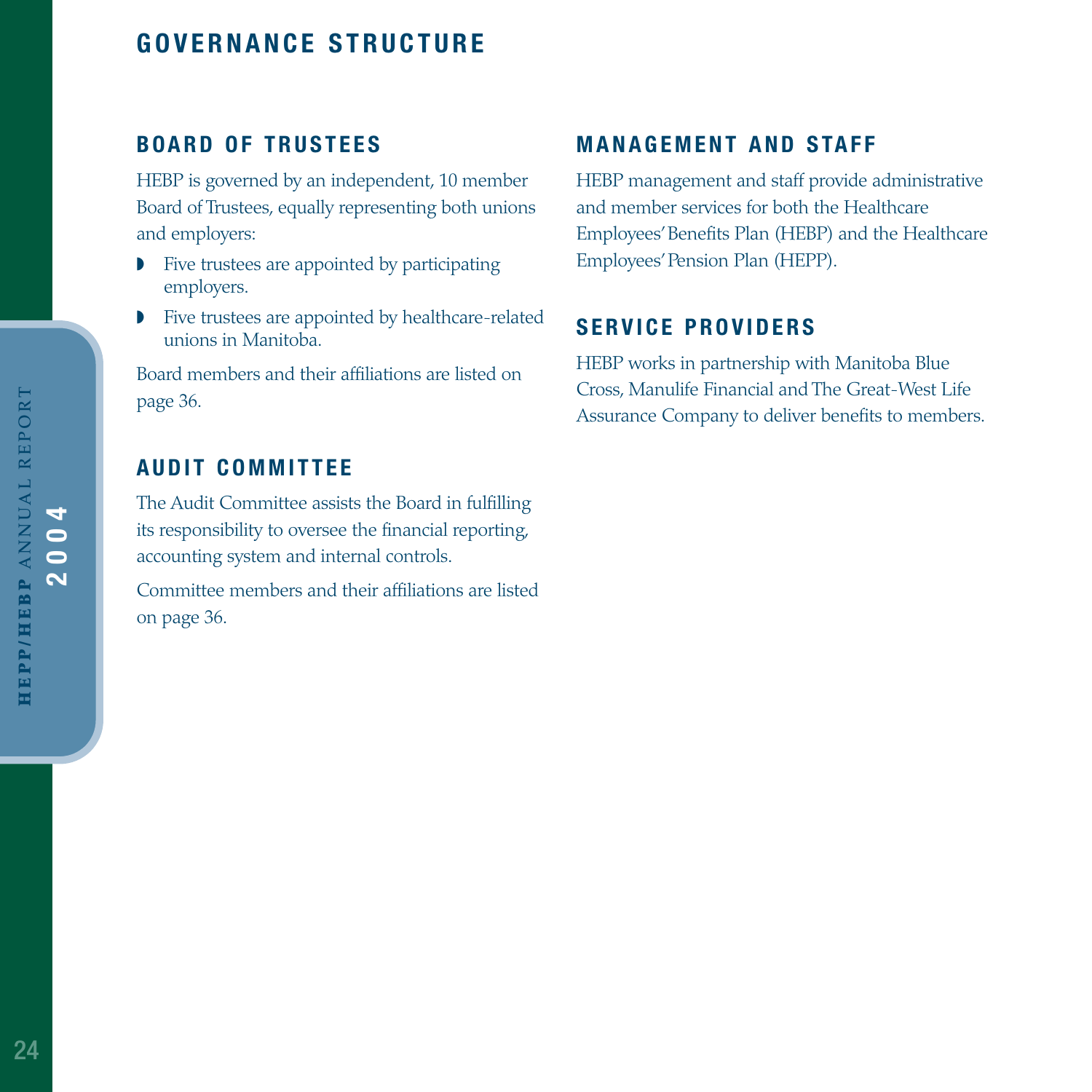# GOVERNANCE STRUCTURE

## BOARD OF TRUSTEES

HEBP is governed by an independent, 10 member Board of Trustees, equally representing both unions and employers:

- Five trustees are appointed by participating employers.
- Five trustees are appointed by healthcare-related unions in Manitoba.

Board members and their affiliations are listed on page 36.

## AUDIT COMMITTEE

The Audit Committee assists the Board in fulfilling its responsibility to oversee the financial reporting, accounting system and internal controls.

Committee members and their affiliations are listed on page 36.

## MANAGEMENT AND STAFF

HEBP management and staff provide administrative and member services for both the Healthcare Employees' Benefits Plan (HEBP) and the Healthcare Employees' Pension Plan (HEPP).

## SERVICE PROVIDERS

HEBP works in partnership with Manitoba Blue Cross, Manulife Financial and The Great-West Life Assurance Company to deliver benefits to members.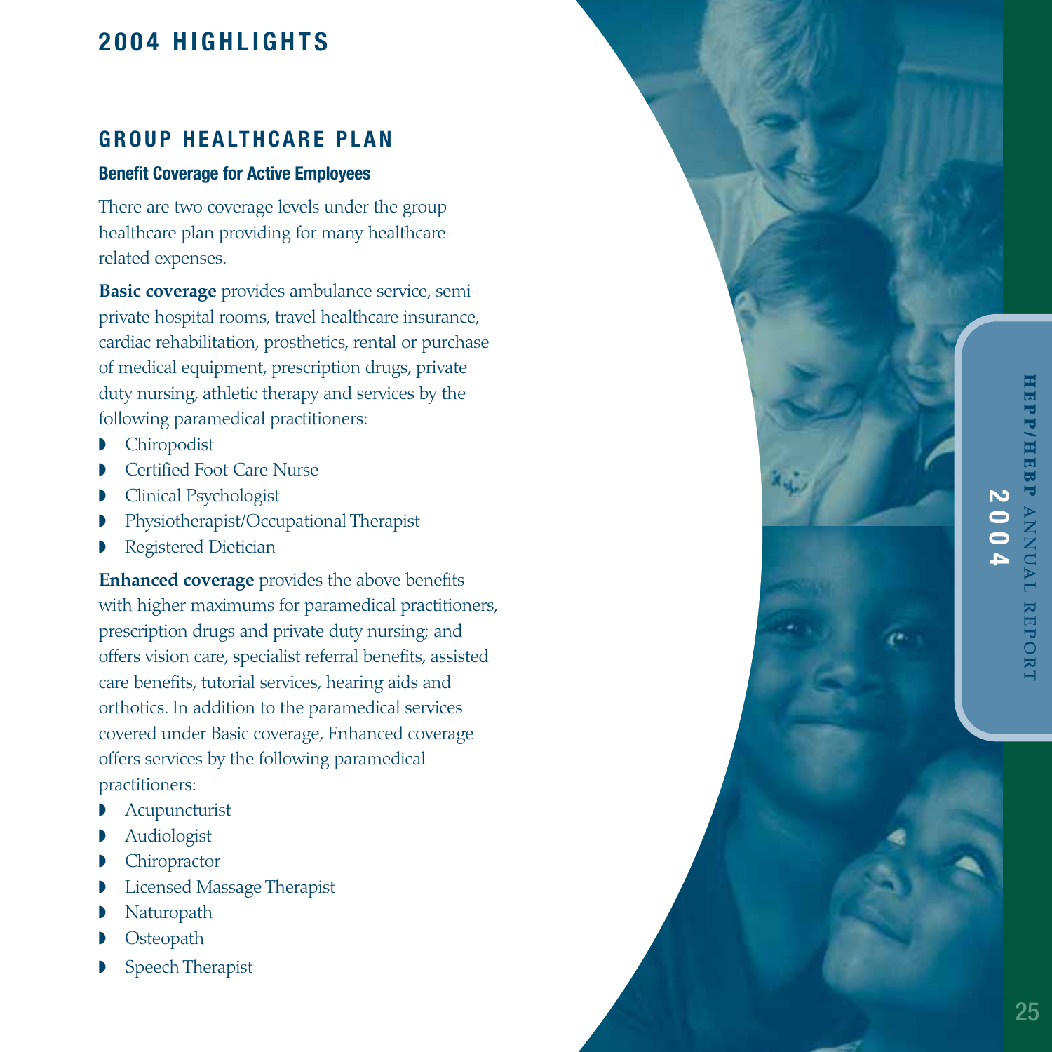# 2004 HIGHLIGHTS

## GROUP HEALTHCARE PLAN

### Benefit Coverage for Active Employees

There are two coverage levels under the group healthcare plan providing for many healthcare-related expenses.

**Basic coverage** provides ambulance service, semi-private hospital rooms, travel healthcare insurance, cardiac rehabilitation, prosthetics, rental or purchase of medical equipment, prescription drugs, private duty nursing, athletic therapy and services by the following paramedical practitioners:

- Chiropodist
- Certified Foot Care Nurse
- Clinical Psychologist
- Physiotherapist/Occupational Therapist
- Registered Dietician

**Enhanced coverage** provides the above benefits with higher maximums for paramedical practitioners, prescription drugs and private duty nursing; and offers vision care, specialist referral benefits, assisted care benefits, tutorial services, hearing aids and orthotics. In addition to the paramedical services covered under Basic coverage, Enhanced coverage offers services by the following paramedical practitioners:

- Acupuncturist
- Audiologist
- Chiropractor
- Licensed Massage Therapist
- Naturopath
- Osteopath
- Speech Therapist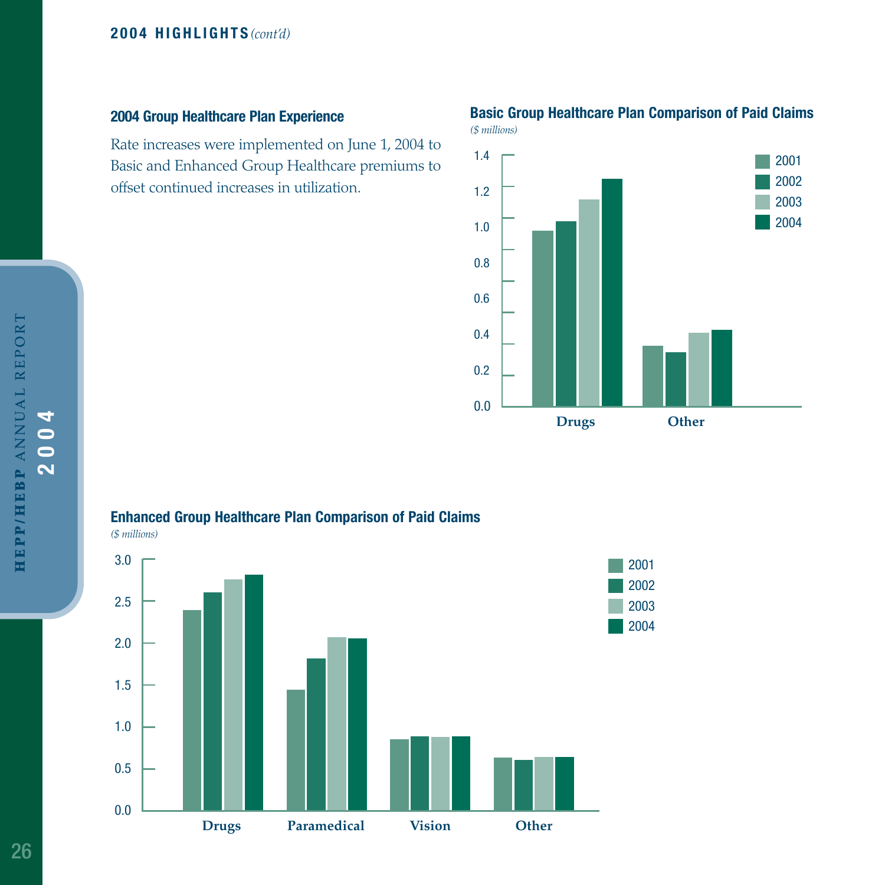**2004 HIGHLIGHTS** *(cont'd)*

### 2004 Group Healthcare Plan Experience

Rate increases were implemented on June 1, 2004 to Basic and Enhanced Group Healthcare premiums to offset continued increases in utilization.

### Basic Group Healthcare Plan Comparison of Paid Claims

*($ millions)*

### Enhanced Group Healthcare Plan Comparison of Paid Claims

*($ millions)*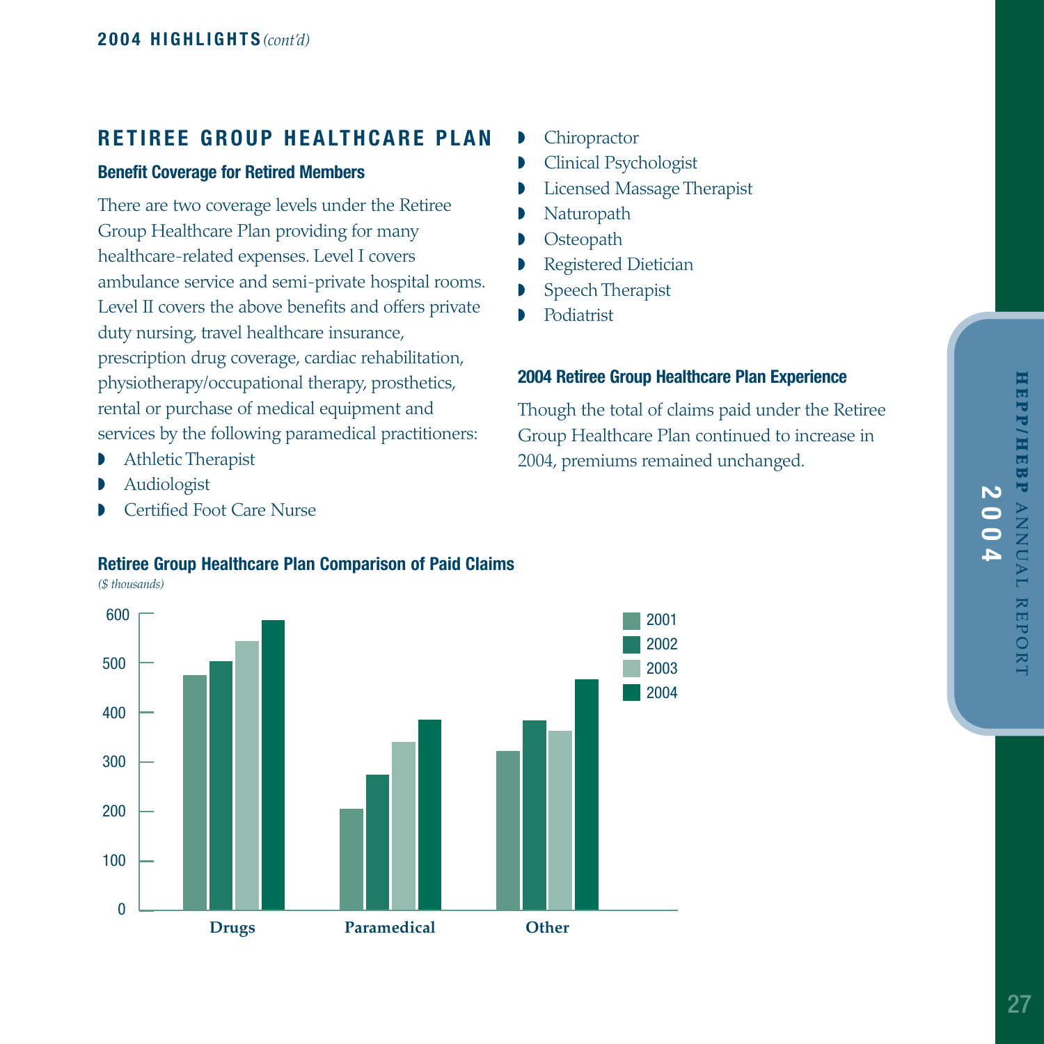## RETIREE GROUP HEALTHCARE PLAN

### Benefit Coverage for Retired Members

There are two coverage levels under the Retiree Group Healthcare Plan providing for many healthcare-related expenses. Level I covers ambulance service and semi-private hospital rooms. Level II covers the above benefits and offers private duty nursing, travel healthcare insurance, prescription drug coverage, cardiac rehabilitation, physiotherapy/occupational therapy, prosthetics, rental or purchase of medical equipment and services by the following paramedical practitioners:

- Athletic Therapist
- Audiologist
- Certified Foot Care Nurse
- Chiropractor
- Clinical Psychologist
- Licensed Massage Therapist
- Naturopath
- Osteopath
- Registered Dietician
- Speech Therapist
- Podiatrist

### 2004 Retiree Group Healthcare Plan Experience

Though the total of claims paid under the Retiree Group Healthcare Plan continued to increase in 2004, premiums remained unchanged.

### Retiree Group Healthcare Plan Comparison of Paid Claims

*($ thousands)*

| | 2001 | 2002 | 2003 | 2004 |
|---|---|---|---|---|
| Drugs | ~475 | ~503 | ~545 | ~588 |
| Paramedical | ~205 | ~274 | ~340 | ~385 |
| Other | ~322 | ~384 | ~363 | ~467 |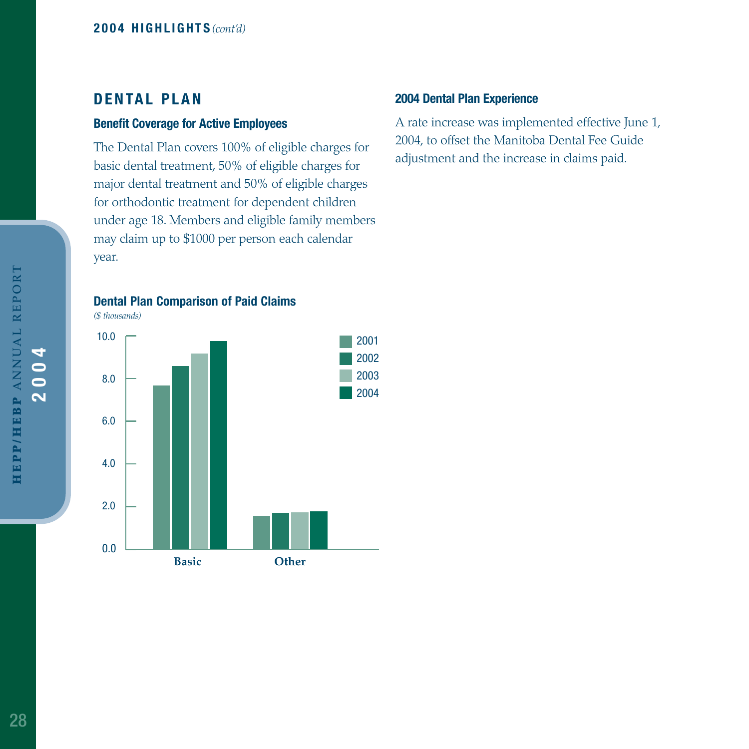## 2004 HIGHLIGHTS *(cont'd)*

## DENTAL PLAN

### Benefit Coverage for Active Employees

The Dental Plan covers 100% of eligible charges for basic dental treatment, 50% of eligible charges for major dental treatment and 50% of eligible charges for orthodontic treatment for dependent children under age 18. Members and eligible family members may claim up to $1000 per person each calendar year.

### Dental Plan Comparison of Paid Claims

*($ thousands)*

| | 2001 | 2002 | 2003 | 2004 |
|---|---|---|---|---|
| Basic | 7.7 | 8.6 | 9.2 | 9.8 |
| Other | 1.6 | 1.7 | 1.7 | 1.8 |

### 2004 Dental Plan Experience

A rate increase was implemented effective June 1, 2004, to offset the Manitoba Dental Fee Guide adjustment and the increase in claims paid.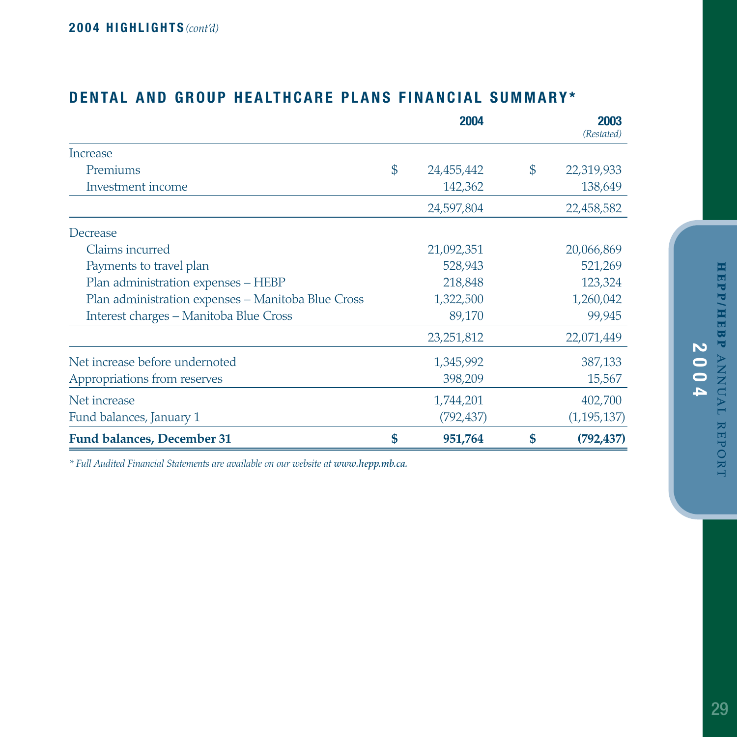**2004 HIGHLIGHTS** *(cont'd)*

## DENTAL AND GROUP HEALTHCARE PLANS FINANCIAL SUMMARY*

| | 2004 | 2003 *(Restated)* |
|---|---|---|
| Increase | | |
| Premiums | $ 24,455,442 | $ 22,319,933 |
| Investment income | 142,362 | 138,649 |
| | 24,597,804 | 22,458,582 |
| Decrease | | |
| Claims incurred | 21,092,351 | 20,066,869 |
| Payments to travel plan | 528,943 | 521,269 |
| Plan administration expenses – HEBP | 218,848 | 123,324 |
| Plan administration expenses – Manitoba Blue Cross | 1,322,500 | 1,260,042 |
| Interest charges – Manitoba Blue Cross | 89,170 | 99,945 |
| | 23,251,812 | 22,071,449 |
| Net increase before undernoted | 1,345,992 | 387,133 |
| Appropriations from reserves | 398,209 | 15,567 |
| Net increase | 1,744,201 | 402,700 |
| Fund balances, January 1 | (792,437) | (1,195,137) |
| **Fund balances, December 31** | **$ 951,764** | **$ (792,437)** |

*\* Full Audited Financial Statements are available on our website at* ***www.hepp.mb.ca.***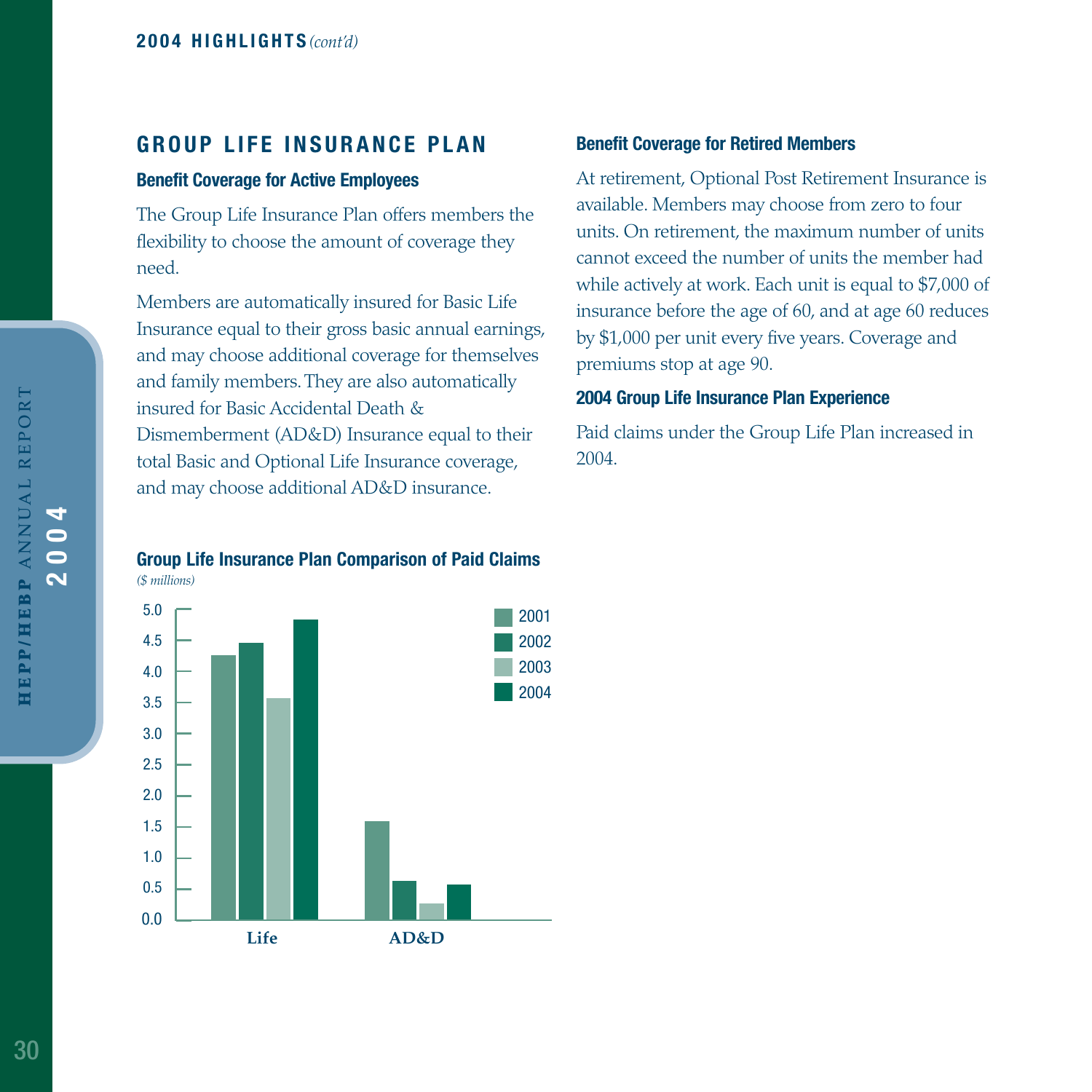## GROUP LIFE INSURANCE PLAN

### Benefit Coverage for Active Employees

The Group Life Insurance Plan offers members the flexibility to choose the amount of coverage they need.

Members are automatically insured for Basic Life Insurance equal to their gross basic annual earnings, and may choose additional coverage for themselves and family members. They are also automatically insured for Basic Accidental Death & Dismemberment (AD&D) Insurance equal to their total Basic and Optional Life Insurance coverage, and may choose additional AD&D insurance.

### Group Life Insurance Plan Comparison of Paid Claims

*($ millions)*

| | 2001 | 2002 | 2003 | 2004 |
|---|---|---|---|---|
| Life | 4.25 | 4.45 | 3.55 | 4.8 |
| AD&D | 1.6 | 0.6 | 0.25 | 0.55 |

### Benefit Coverage for Retired Members

At retirement, Optional Post Retirement Insurance is available. Members may choose from zero to four units. On retirement, the maximum number of units cannot exceed the number of units the member had while actively at work. Each unit is equal to $7,000 of insurance before the age of 60, and at age 60 reduces by $1,000 per unit every five years. Coverage and premiums stop at age 90.

### 2004 Group Life Insurance Plan Experience

Paid claims under the Group Life Plan increased in 2004.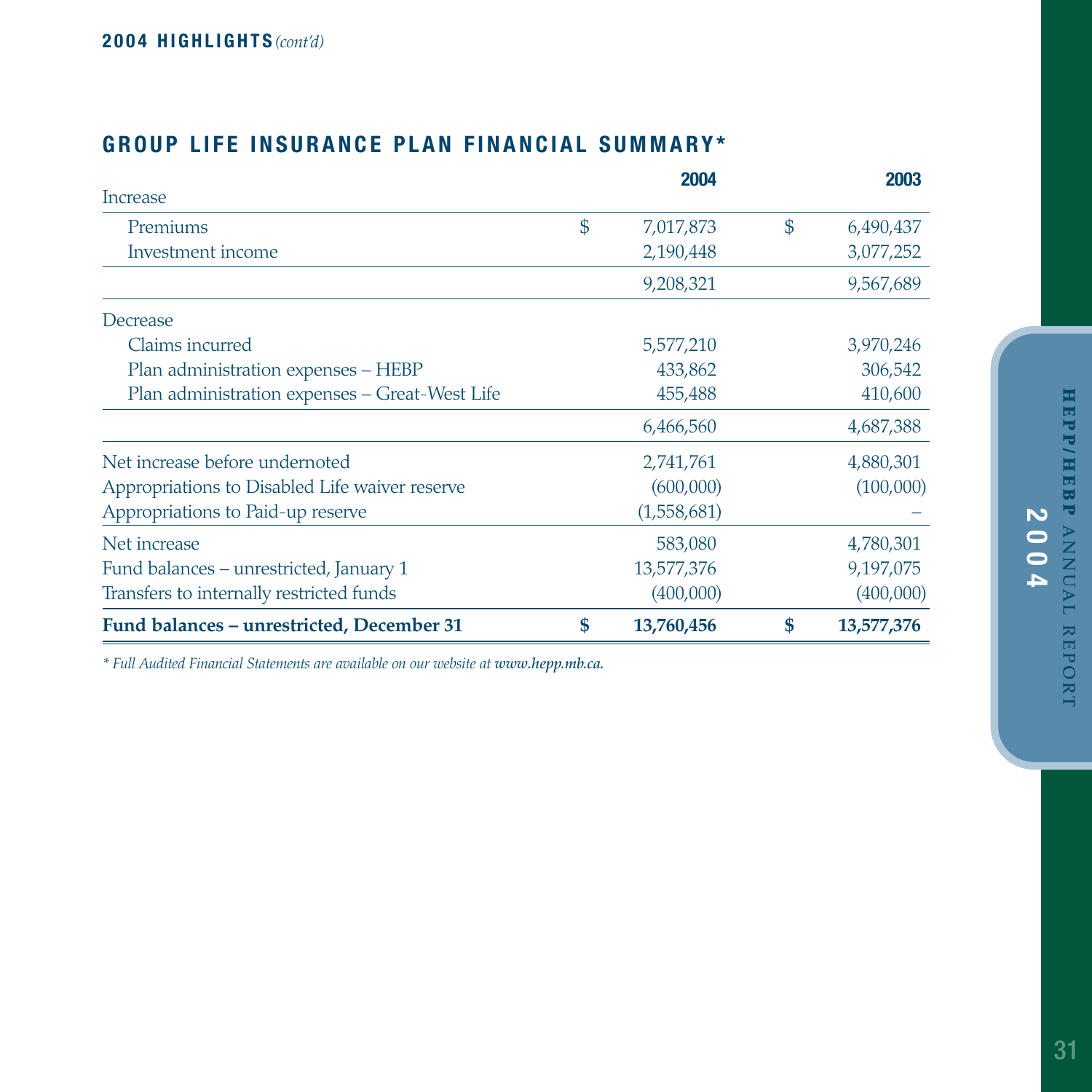**2004 HIGHLIGHTS** *(cont'd)*

## GROUP LIFE INSURANCE PLAN FINANCIAL SUMMARY*

| | 2004 | 2003 |
|---|---|---|
| Increase | | |
| Premiums | $ 7,017,873 | $ 6,490,437 |
| Investment income | 2,190,448 | 3,077,252 |
| | 9,208,321 | 9,567,689 |
| Decrease | | |
| Claims incurred | 5,577,210 | 3,970,246 |
| Plan administration expenses – HEBP | 433,862 | 306,542 |
| Plan administration expenses – Great-West Life | 455,488 | 410,600 |
| | 6,466,560 | 4,687,388 |
| Net increase before undernoted | 2,741,761 | 4,880,301 |
| Appropriations to Disabled Life waiver reserve | (600,000) | (100,000) |
| Appropriations to Paid-up reserve | (1,558,681) | – |
| Net increase | 583,080 | 4,780,301 |
| Fund balances – unrestricted, January 1 | 13,577,376 | 9,197,075 |
| Transfers to internally restricted funds | (400,000) | (400,000) |
| **Fund balances – unrestricted, December 31** | **$ 13,760,456** | **$ 13,577,376** |

*\* Full Audited Financial Statements are available on our website at* ***www.hepp.mb.ca.***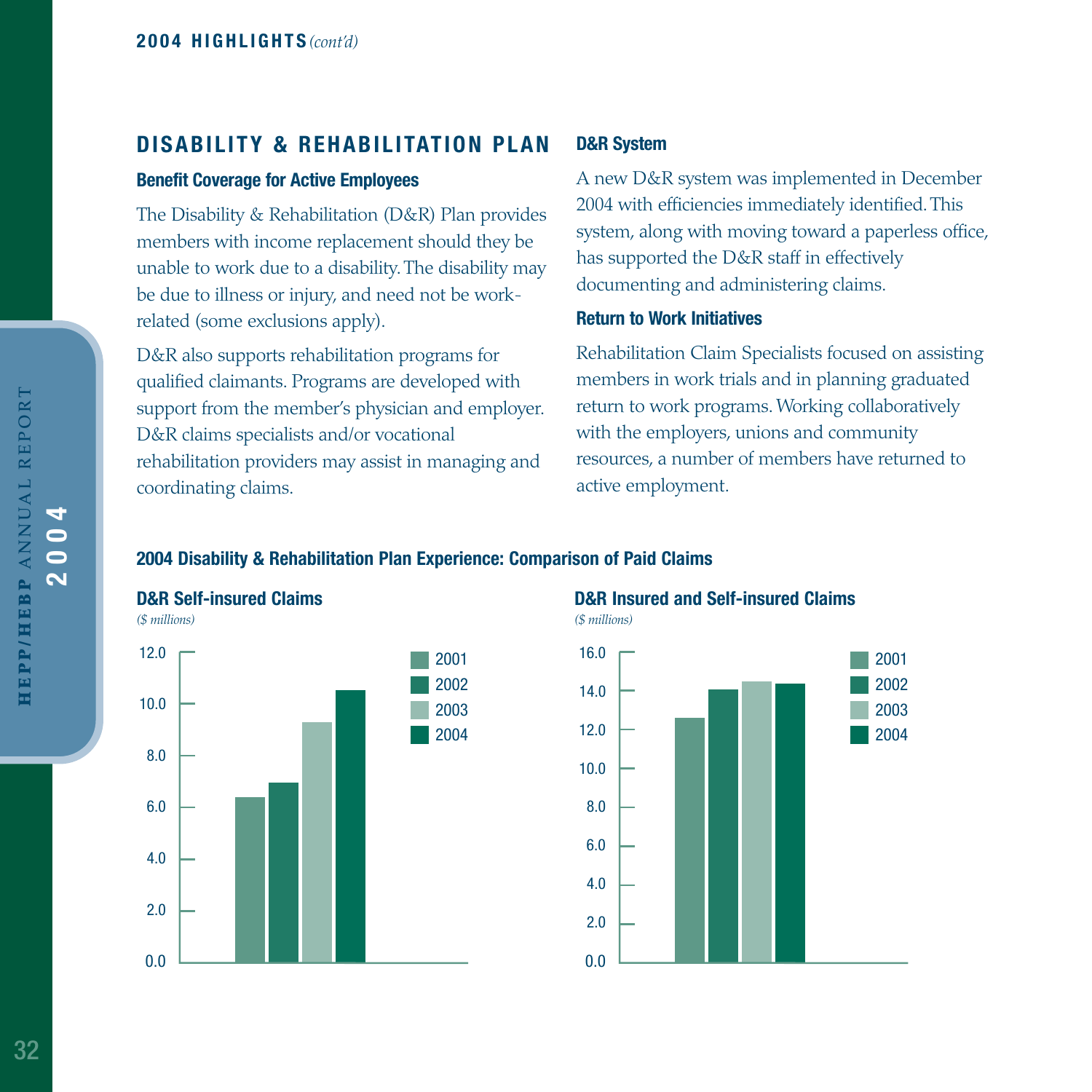**2004 HIGHLIGHTS** *(cont'd)*

## DISABILITY & REHABILITATION PLAN

### Benefit Coverage for Active Employees

The Disability & Rehabilitation (D&R) Plan provides members with income replacement should they be unable to work due to a disability. The disability may be due to illness or injury, and need not be work-related (some exclusions apply).

D&R also supports rehabilitation programs for qualified claimants. Programs are developed with support from the member's physician and employer. D&R claims specialists and/or vocational rehabilitation providers may assist in managing and coordinating claims.

### D&R System

A new D&R system was implemented in December 2004 with efficiencies immediately identified. This system, along with moving toward a paperless office, has supported the D&R staff in effectively documenting and administering claims.

### Return to Work Initiatives

Rehabilitation Claim Specialists focused on assisting members in work trials and in planning graduated return to work programs. Working collaboratively with the employers, unions and community resources, a number of members have returned to active employment.

### 2004 Disability & Rehabilitation Plan Experience: Comparison of Paid Claims

**D&R Self-insured Claims**

*($ millions)*

**D&R Insured and Self-insured Claims**

*($ millions)*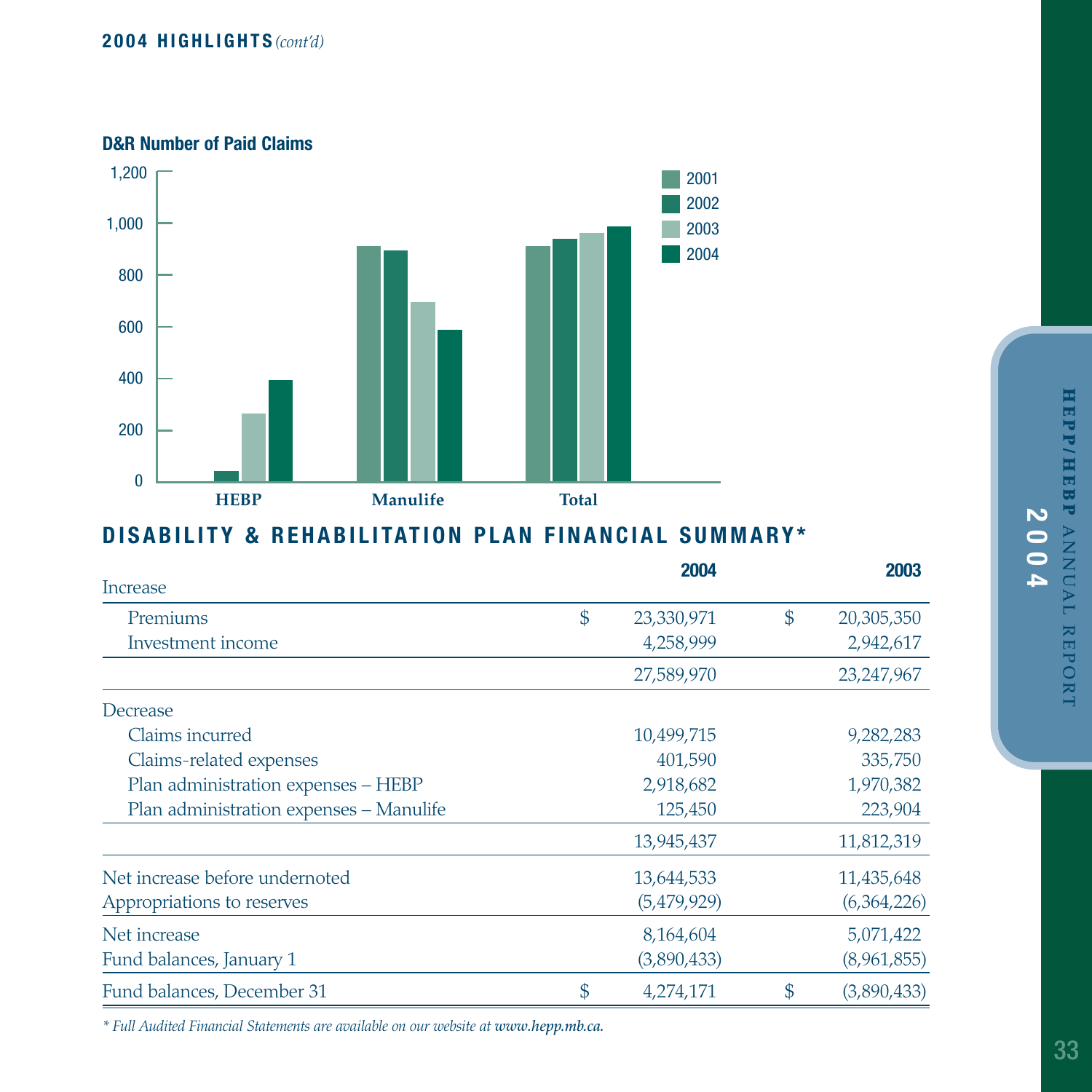## 2004 HIGHLIGHTS *(cont'd)*

### D&R Number of Paid Claims

### DISABILITY & REHABILITATION PLAN FINANCIAL SUMMARY*

| | 2004 | 2003 |
|---|---|---|
| **Increase** | | |
| Premiums | $ 23,330,971 | $ 20,305,350 |
| Investment income | 4,258,999 | 2,942,617 |
| | 27,589,970 | 23,247,967 |
| **Decrease** | | |
| Claims incurred | 10,499,715 | 9,282,283 |
| Claims-related expenses | 401,590 | 335,750 |
| Plan administration expenses – HEBP | 2,918,682 | 1,970,382 |
| Plan administration expenses – Manulife | 125,450 | 223,904 |
| | 13,945,437 | 11,812,319 |
| Net increase before undernoted | 13,644,533 | 11,435,648 |
| Appropriations to reserves | (5,479,929) | (6,364,226) |
| Net increase | 8,164,604 | 5,071,422 |
| Fund balances, January 1 | (3,890,433) | (8,961,855) |
| Fund balances, December 31 | $ 4,274,171 | $ (3,890,433) |

*\* Full Audited Financial Statements are available on our website at **www.hepp.mb.ca.***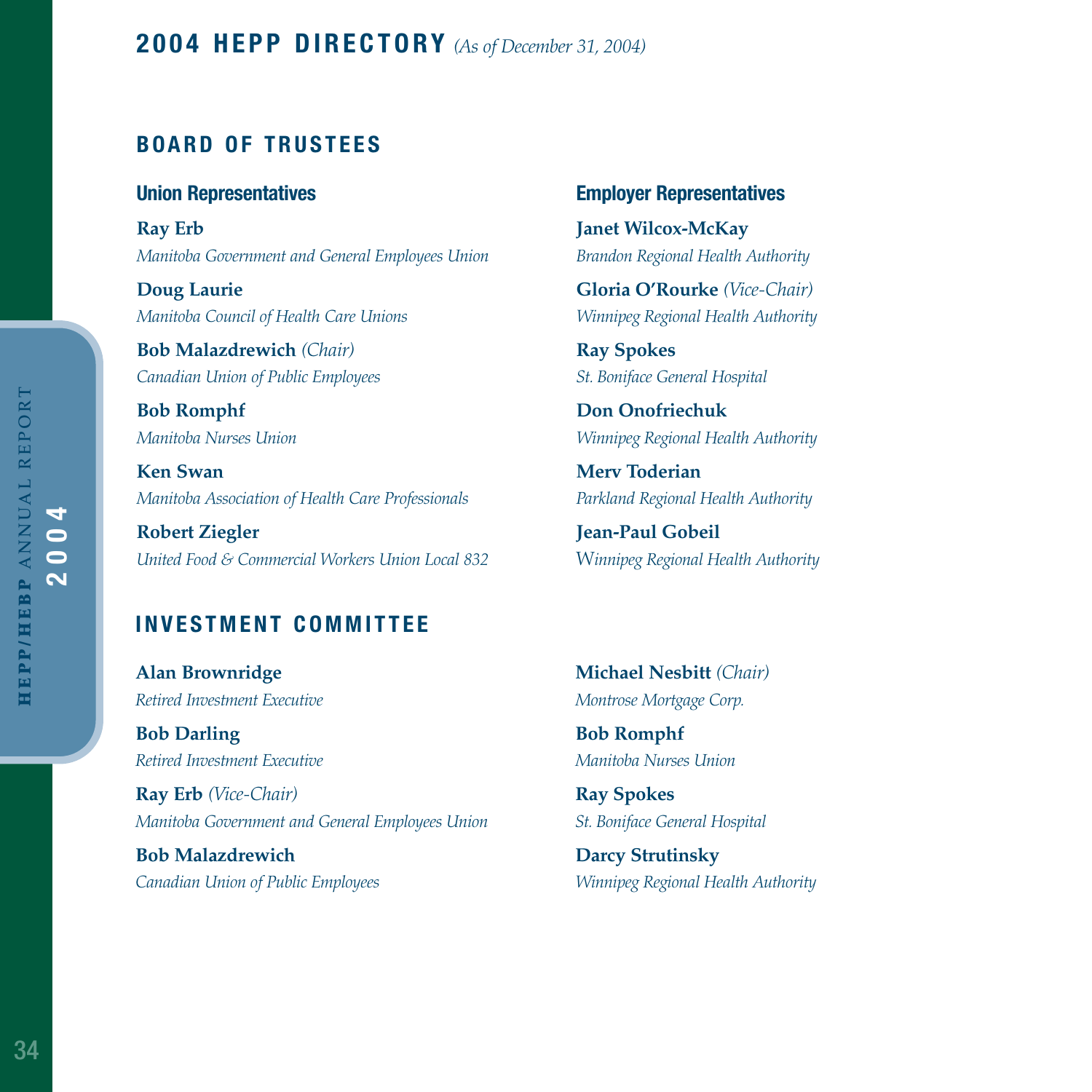# 2004 HEPP DIRECTORY *(As of December 31, 2004)*

## BOARD OF TRUSTEES

### Union Representatives

**Ray Erb**
*Manitoba Government and General Employees Union*

**Doug Laurie**
*Manitoba Council of Health Care Unions*

**Bob Malazdrewich** *(Chair)*
*Canadian Union of Public Employees*

**Bob Romphf**
*Manitoba Nurses Union*

**Ken Swan**
*Manitoba Association of Health Care Professionals*

**Robert Ziegler**
*United Food & Commercial Workers Union Local 832*

### Employer Representatives

**Janet Wilcox-McKay**
*Brandon Regional Health Authority*

**Gloria O'Rourke** *(Vice-Chair)*
*Winnipeg Regional Health Authority*

**Ray Spokes**
*St. Boniface General Hospital*

**Don Onofriechuk**
*Winnipeg Regional Health Authority*

**Merv Toderian**
*Parkland Regional Health Authority*

**Jean-Paul Gobeil**
*Winnipeg Regional Health Authority*

## INVESTMENT COMMITTEE

**Alan Brownridge**
*Retired Investment Executive*

**Bob Darling**
*Retired Investment Executive*

**Ray Erb** *(Vice-Chair)*
*Manitoba Government and General Employees Union*

**Bob Malazdrewich**
*Canadian Union of Public Employees*

**Michael Nesbitt** *(Chair)*
*Montrose Mortgage Corp.*

**Bob Romphf**
*Manitoba Nurses Union*

**Ray Spokes**
*St. Boniface General Hospital*

**Darcy Strutinsky**
*Winnipeg Regional Health Authority*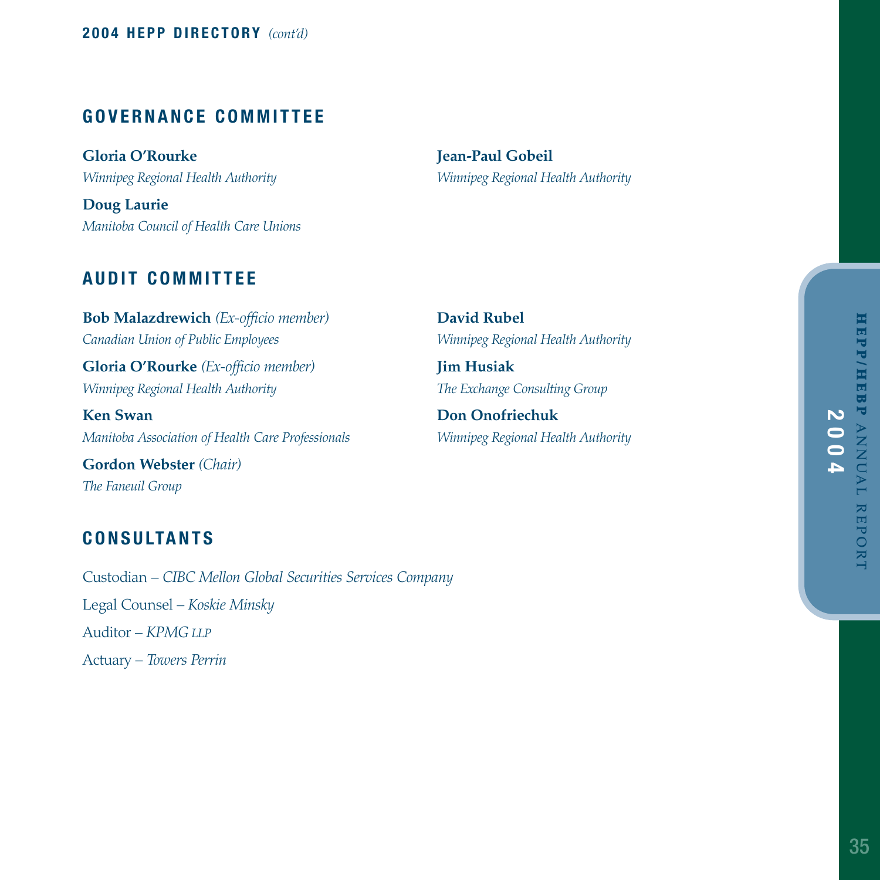## GOVERNANCE COMMITTEE

**Gloria O'Rourke**
*Winnipeg Regional Health Authority*

**Doug Laurie**
*Manitoba Council of Health Care Unions*

**Jean-Paul Gobeil**
*Winnipeg Regional Health Authority*

## AUDIT COMMITTEE

**Bob Malazdrewich** *(Ex-officio member)*
*Canadian Union of Public Employees*

**Gloria O'Rourke** *(Ex-officio member)*
*Winnipeg Regional Health Authority*

**Ken Swan**
*Manitoba Association of Health Care Professionals*

**Gordon Webster** *(Chair)*
*The Faneuil Group*

**David Rubel**
*Winnipeg Regional Health Authority*

**Jim Husiak**
*The Exchange Consulting Group*

**Don Onofriechuk**
*Winnipeg Regional Health Authority*

## CONSULTANTS

Custodian – *CIBC Mellon Global Securities Services Company*

Legal Counsel – *Koskie Minsky*

Auditor – *KPMG LLP*

Actuary – *Towers Perrin*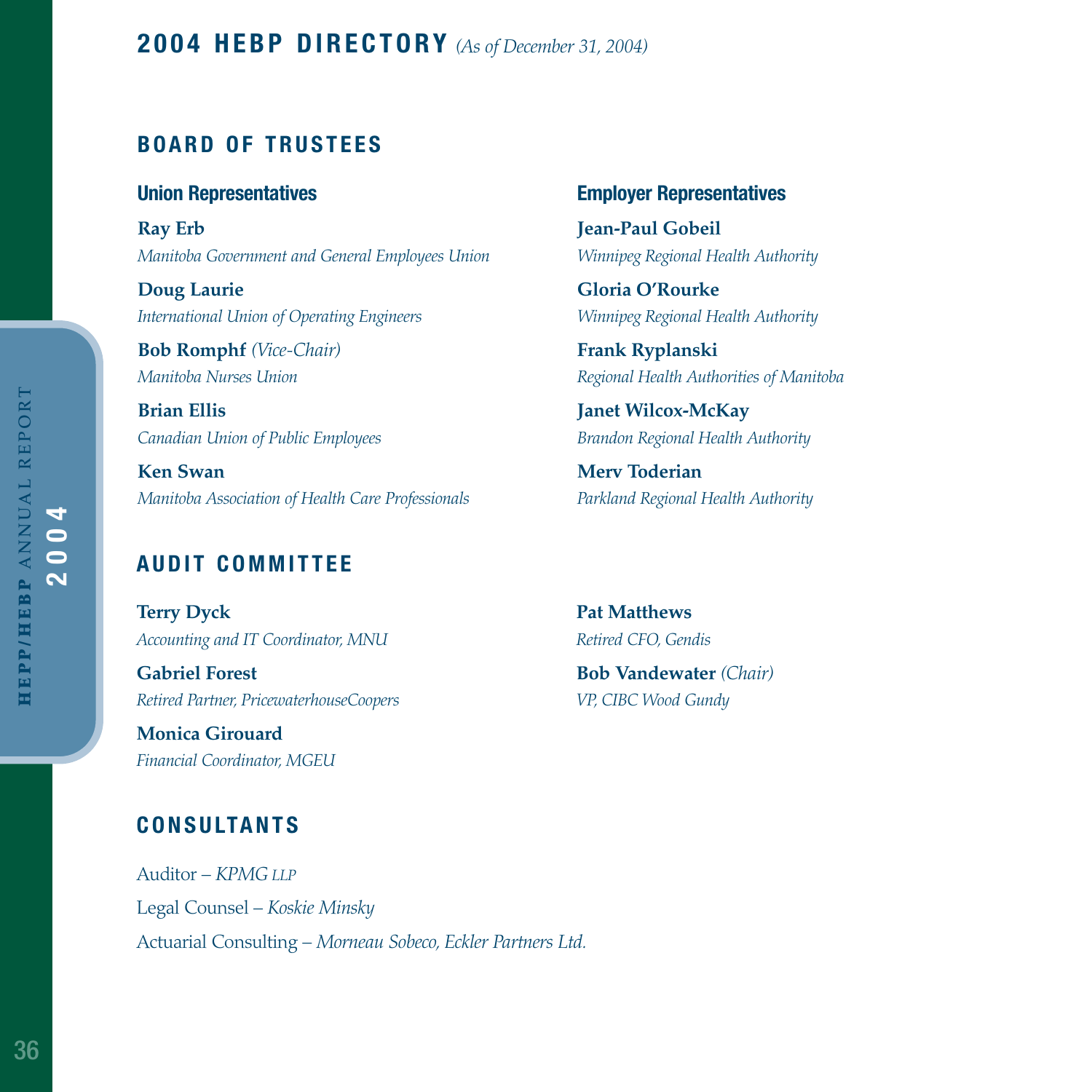# 2004 HEBP DIRECTORY *(As of December 31, 2004)*

## BOARD OF TRUSTEES

### Union Representatives

**Ray Erb**
*Manitoba Government and General Employees Union*

**Doug Laurie**
*International Union of Operating Engineers*

**Bob Romphf** *(Vice-Chair)*
*Manitoba Nurses Union*

**Brian Ellis**
*Canadian Union of Public Employees*

**Ken Swan**
*Manitoba Association of Health Care Professionals*

### Employer Representatives

**Jean-Paul Gobeil**
*Winnipeg Regional Health Authority*

**Gloria O'Rourke**
*Winnipeg Regional Health Authority*

**Frank Ryplanski**
*Regional Health Authorities of Manitoba*

**Janet Wilcox-McKay**
*Brandon Regional Health Authority*

**Merv Toderian**
*Parkland Regional Health Authority*

## AUDIT COMMITTEE

**Terry Dyck**
*Accounting and IT Coordinator, MNU*

**Gabriel Forest**
*Retired Partner, PricewaterhouseCoopers*

**Monica Girouard**
*Financial Coordinator, MGEU*

**Pat Matthews**
*Retired CFO, Gendis*

**Bob Vandewater** *(Chair)*
*VP, CIBC Wood Gundy*

## CONSULTANTS

Auditor – *KPMG LLP*

Legal Counsel – *Koskie Minsky*

Actuarial Consulting – *Morneau Sobeco, Eckler Partners Ltd.*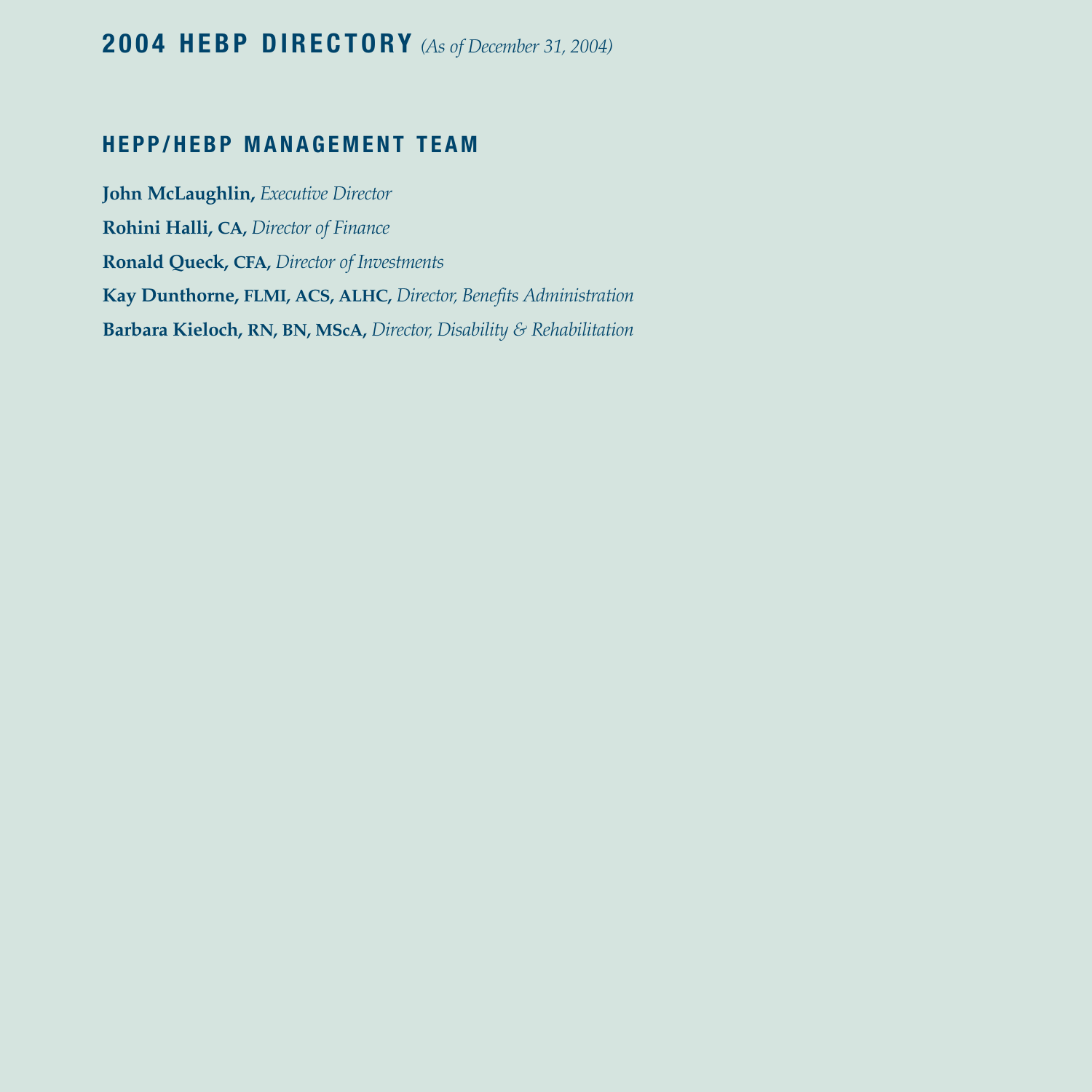# 2004 HEBP DIRECTORY *(As of December 31, 2004)*

## HEPP/HEBP MANAGEMENT TEAM

**John McLaughlin,** *Executive Director*

**Rohini Halli, CA,** *Director of Finance*

**Ronald Queck, CFA,** *Director of Investments*

**Kay Dunthorne, FLMI, ACS, ALHC,** *Director, Benefits Administration*

**Barbara Kieloch, RN, BN, MScA,** *Director, Disability & Rehabilitation*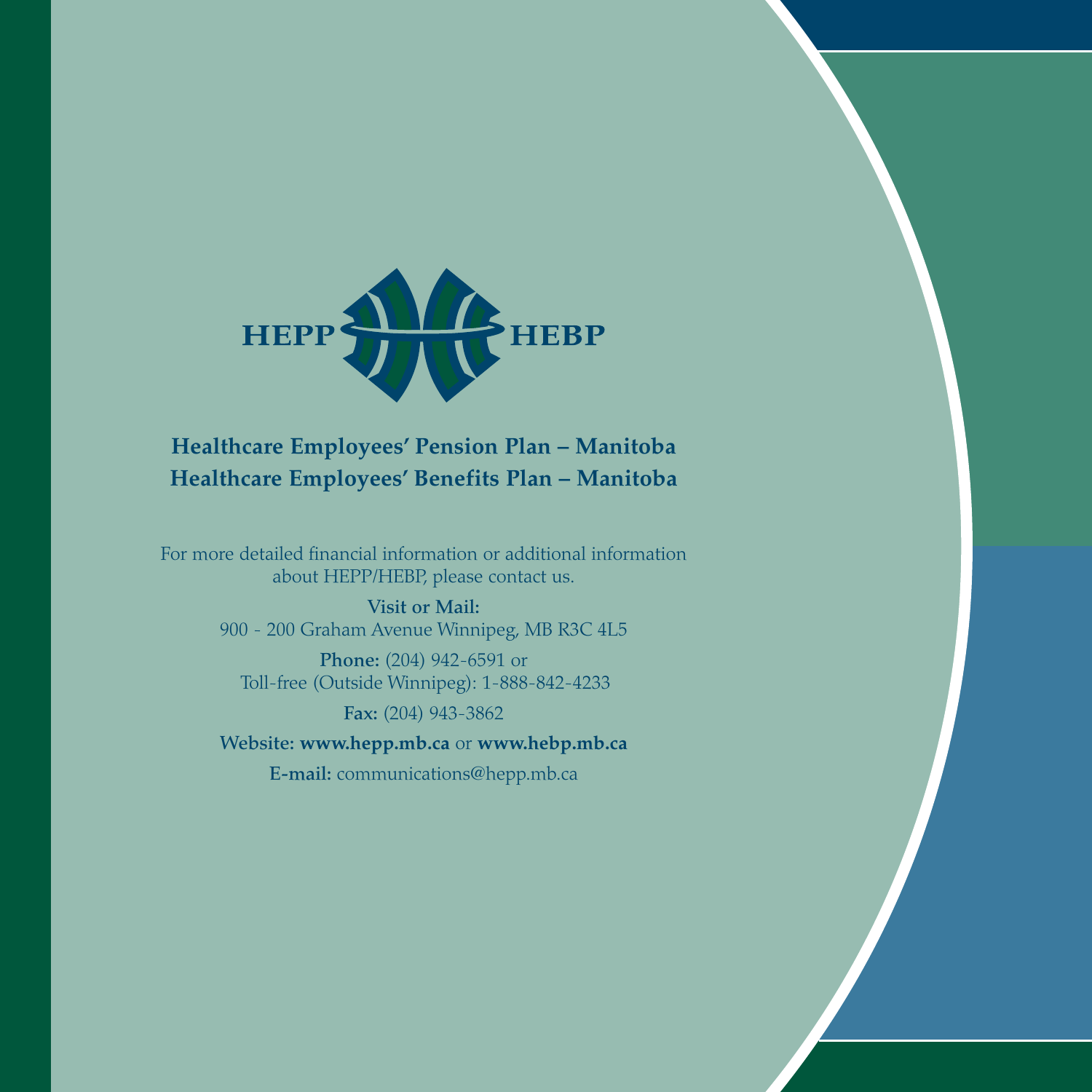HEPP HEBP

**Healthcare Employees' Pension Plan – Manitoba**
**Healthcare Employees' Benefits Plan – Manitoba**

For more detailed financial information or additional information about HEPP/HEBP, please contact us.

**Visit or Mail:**
900 - 200 Graham Avenue Winnipeg, MB R3C 4L5

**Phone:** (204) 942-6591 or
Toll-free (Outside Winnipeg): 1-888-842-4233

**Fax:** (204) 943-3862

**Website: www.hepp.mb.ca** or **www.hebp.mb.ca**

**E-mail:** communications@hepp.mb.ca